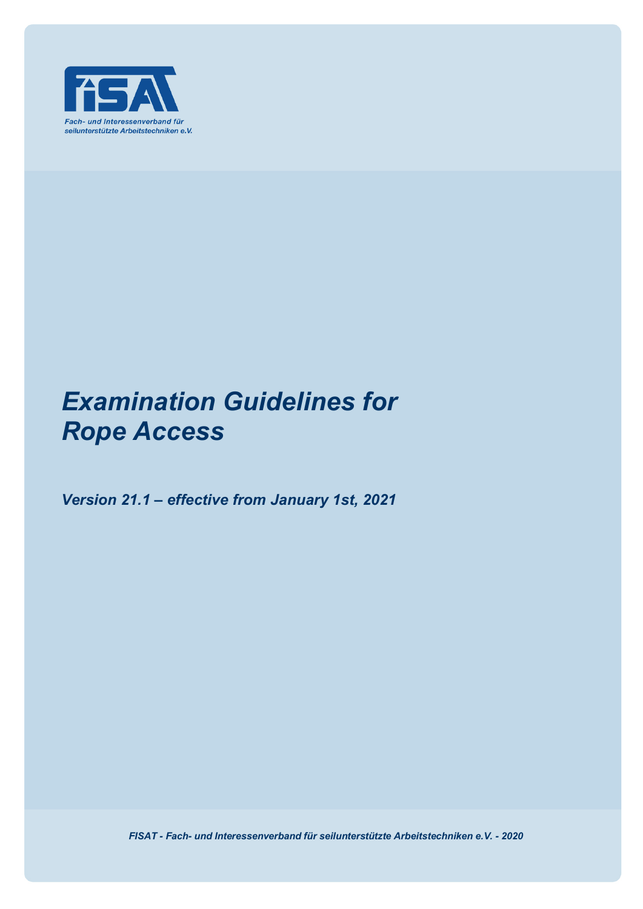FISAT

*Fach- und Interessenverband für seilunterstützte Arbeitstechniken e.V.*

# *Examination Guidelines for Rope Access*

## *Version 21.1 – effective from January 1st, 2021*

*FISAT - Fach- und Interessenverband für seilunterstützte Arbeitstechniken e.V. - 2020*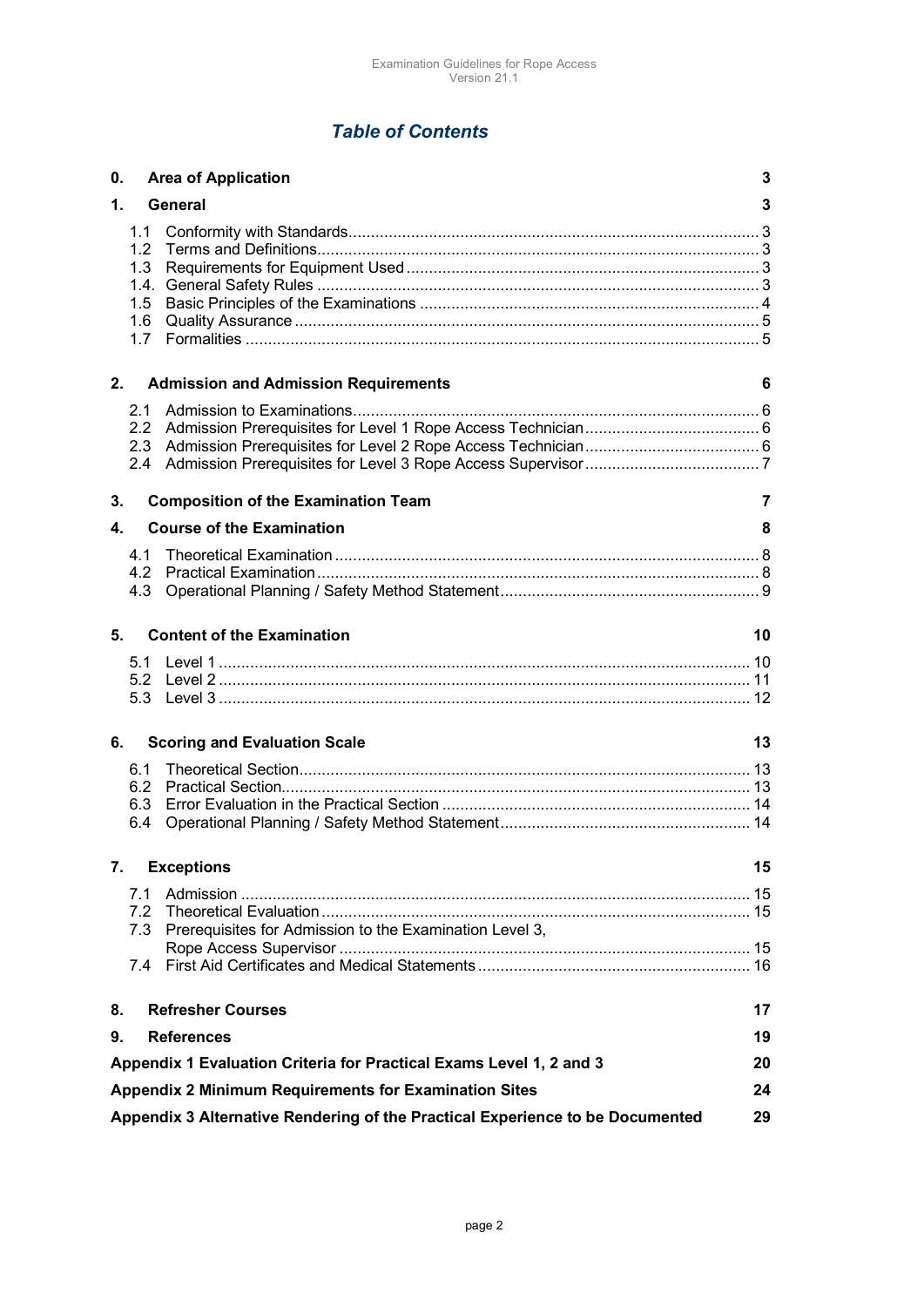## *Table of Contents*

**0. Area of Application** 3

**1. General** 3

- 1.1 Conformity with Standards 3
- 1.2 Terms and Definitions 3
- 1.3 Requirements for Equipment Used 3
- 1.4. General Safety Rules 3
- 1.5 Basic Principles of the Examinations 4
- 1.6 Quality Assurance 5
- 1.7 Formalities 5

**2. Admission and Admission Requirements** 6

- 2.1 Admission to Examinations 6
- 2.2 Admission Prerequisites for Level 1 Rope Access Technician 6
- 2.3 Admission Prerequisites for Level 2 Rope Access Technician 6
- 2.4 Admission Prerequisites for Level 3 Rope Access Supervisor 7

**3. Composition of the Examination Team** 7

**4. Course of the Examination** 8

- 4.1 Theoretical Examination 8
- 4.2 Practical Examination 8
- 4.3 Operational Planning / Safety Method Statement 9

**5. Content of the Examination** 10

- 5.1 Level 1 10
- 5.2 Level 2 11
- 5.3 Level 3 12

**6. Scoring and Evaluation Scale** 13

- 6.1 Theoretical Section 13
- 6.2 Practical Section 13
- 6.3 Error Evaluation in the Practical Section 14
- 6.4 Operational Planning / Safety Method Statement 14

**7. Exceptions** 15

- 7.1 Admission 15
- 7.2 Theoretical Evaluation 15
- 7.3 Prerequisites for Admission to the Examination Level 3, Rope Access Supervisor 15
- 7.4 First Aid Certificates and Medical Statements 16

**8. Refresher Courses** 17

**9. References** 19

**Appendix 1 Evaluation Criteria for Practical Exams Level 1, 2 and 3** 20

**Appendix 2 Minimum Requirements for Examination Sites** 24

**Appendix 3 Alternative Rendering of the Practical Experience to be Documented** 29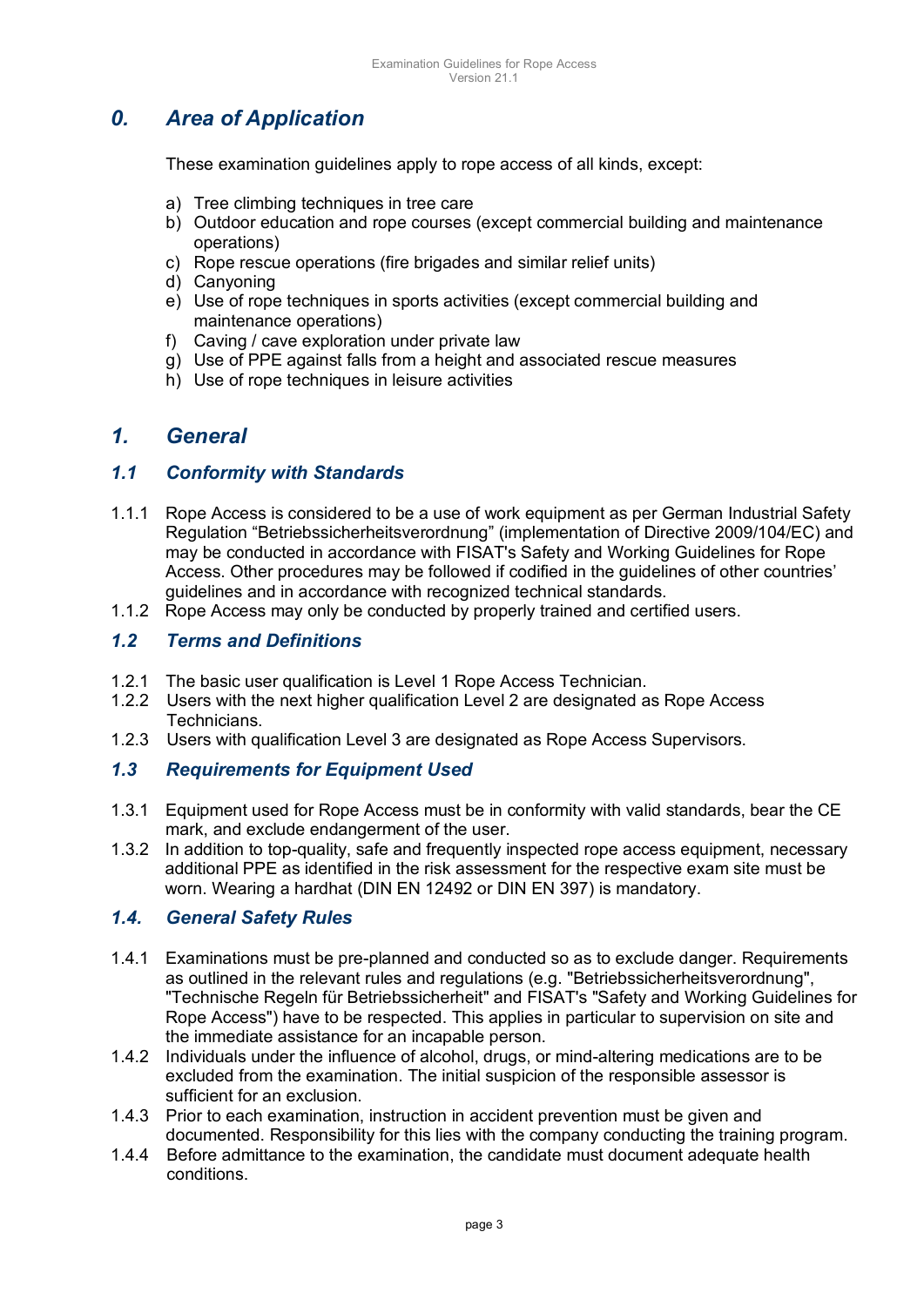## 0. Area of Application

These examination guidelines apply to rope access of all kinds, except:

a) Tree climbing techniques in tree care
b) Outdoor education and rope courses (except commercial building and maintenance operations)
c) Rope rescue operations (fire brigades and similar relief units)
d) Canyoning
e) Use of rope techniques in sports activities (except commercial building and maintenance operations)
f) Caving / cave exploration under private law
g) Use of PPE against falls from a height and associated rescue measures
h) Use of rope techniques in leisure activities

## 1. General

### 1.1 Conformity with Standards

1.1.1 Rope Access is considered to be a use of work equipment as per German Industrial Safety Regulation “Betriebssicherheitsverordnung” (implementation of Directive 2009/104/EC) and may be conducted in accordance with FISAT's Safety and Working Guidelines for Rope Access. Other procedures may be followed if codified in the guidelines of other countries' guidelines and in accordance with recognized technical standards.

1.1.2 Rope Access may only be conducted by properly trained and certified users.

### 1.2 Terms and Definitions

1.2.1 The basic user qualification is Level 1 Rope Access Technician.

1.2.2 Users with the next higher qualification Level 2 are designated as Rope Access Technicians.

1.2.3 Users with qualification Level 3 are designated as Rope Access Supervisors.

### 1.3 Requirements for Equipment Used

1.3.1 Equipment used for Rope Access must be in conformity with valid standards, bear the CE mark, and exclude endangerment of the user.

1.3.2 In addition to top-quality, safe and frequently inspected rope access equipment, necessary additional PPE as identified in the risk assessment for the respective exam site must be worn. Wearing a hardhat (DIN EN 12492 or DIN EN 397) is mandatory.

### 1.4. General Safety Rules

1.4.1 Examinations must be pre-planned and conducted so as to exclude danger. Requirements as outlined in the relevant rules and regulations (e.g. "Betriebssicherheitsverordnung", "Technische Regeln für Betriebssicherheit" and FISAT's "Safety and Working Guidelines for Rope Access") have to be respected. This applies in particular to supervision on site and the immediate assistance for an incapable person.

1.4.2 Individuals under the influence of alcohol, drugs, or mind-altering medications are to be excluded from the examination. The initial suspicion of the responsible assessor is sufficient for an exclusion.

1.4.3 Prior to each examination, instruction in accident prevention must be given and documented. Responsibility for this lies with the company conducting the training program.

1.4.4 Before admittance to the examination, the candidate must document adequate health conditions.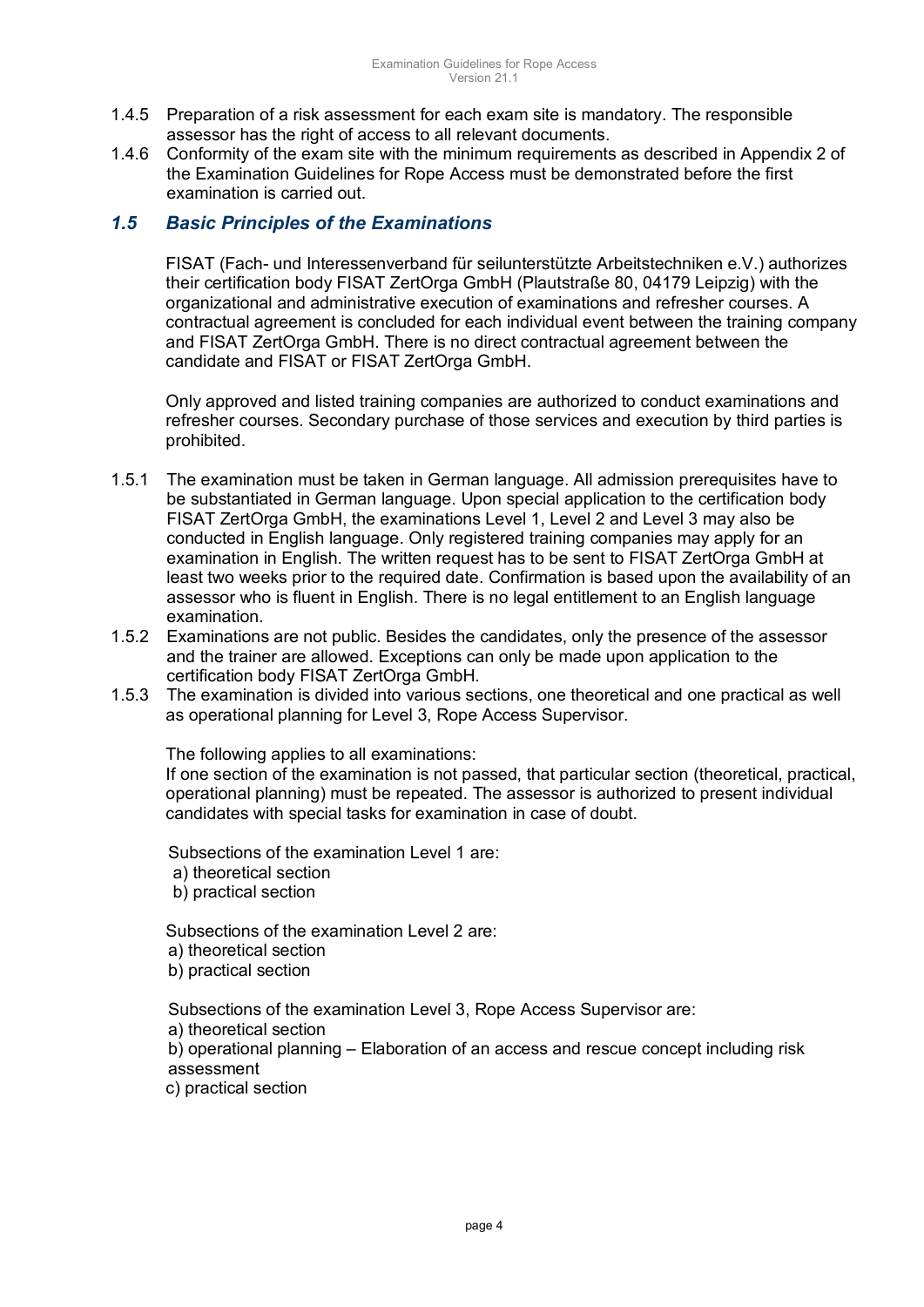1.4.5 Preparation of a risk assessment for each exam site is mandatory. The responsible assessor has the right of access to all relevant documents.

1.4.6 Conformity of the exam site with the minimum requirements as described in Appendix 2 of the Examination Guidelines for Rope Access must be demonstrated before the first examination is carried out.

### *1.5 Basic Principles of the Examinations*

FISAT (Fach- und Interessenverband für seilunterstützte Arbeitstechniken e.V.) authorizes their certification body FISAT ZertOrga GmbH (Plautstraße 80, 04179 Leipzig) with the organizational and administrative execution of examinations and refresher courses. A contractual agreement is concluded for each individual event between the training company and FISAT ZertOrga GmbH. There is no direct contractual agreement between the candidate and FISAT or FISAT ZertOrga GmbH.

Only approved and listed training companies are authorized to conduct examinations and refresher courses. Secondary purchase of those services and execution by third parties is prohibited.

1.5.1 The examination must be taken in German language. All admission prerequisites have to be substantiated in German language. Upon special application to the certification body FISAT ZertOrga GmbH, the examinations Level 1, Level 2 and Level 3 may also be conducted in English language. Only registered training companies may apply for an examination in English. The written request has to be sent to FISAT ZertOrga GmbH at least two weeks prior to the required date. Confirmation is based upon the availability of an assessor who is fluent in English. There is no legal entitlement to an English language examination.

1.5.2 Examinations are not public. Besides the candidates, only the presence of the assessor and the trainer are allowed. Exceptions can only be made upon application to the certification body FISAT ZertOrga GmbH.

1.5.3 The examination is divided into various sections, one theoretical and one practical as well as operational planning for Level 3, Rope Access Supervisor.

The following applies to all examinations:
If one section of the examination is not passed, that particular section (theoretical, practical, operational planning) must be repeated. The assessor is authorized to present individual candidates with special tasks for examination in case of doubt.

Subsections of the examination Level 1 are:
a) theoretical section
b) practical section

Subsections of the examination Level 2 are:
a) theoretical section
b) practical section

Subsections of the examination Level 3, Rope Access Supervisor are:
a) theoretical section
b) operational planning – Elaboration of an access and rescue concept including risk assessment
c) practical section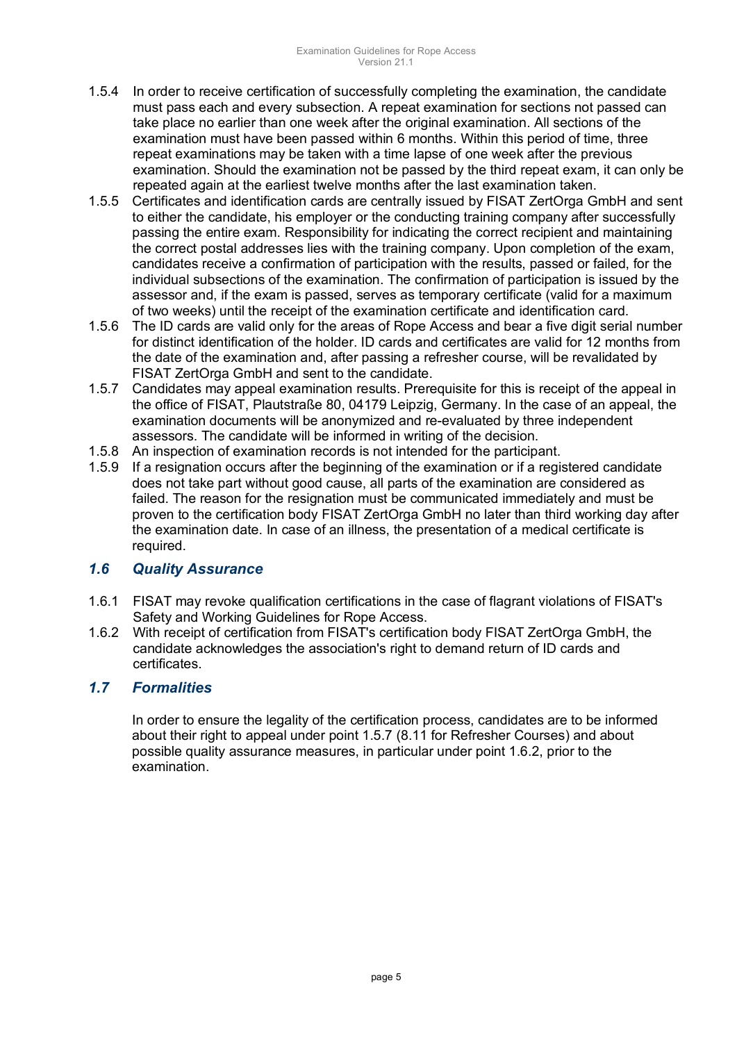1.5.4 In order to receive certification of successfully completing the examination, the candidate must pass each and every subsection. A repeat examination for sections not passed can take place no earlier than one week after the original examination. All sections of the examination must have been passed within 6 months. Within this period of time, three repeat examinations may be taken with a time lapse of one week after the previous examination. Should the examination not be passed by the third repeat exam, it can only be repeated again at the earliest twelve months after the last examination taken.

1.5.5 Certificates and identification cards are centrally issued by FISAT ZertOrga GmbH and sent to either the candidate, his employer or the conducting training company after successfully passing the entire exam. Responsibility for indicating the correct recipient and maintaining the correct postal addresses lies with the training company. Upon completion of the exam, candidates receive a confirmation of participation with the results, passed or failed, for the individual subsections of the examination. The confirmation of participation is issued by the assessor and, if the exam is passed, serves as temporary certificate (valid for a maximum of two weeks) until the receipt of the examination certificate and identification card.

1.5.6 The ID cards are valid only for the areas of Rope Access and bear a five digit serial number for distinct identification of the holder. ID cards and certificates are valid for 12 months from the date of the examination and, after passing a refresher course, will be revalidated by FISAT ZertOrga GmbH and sent to the candidate.

1.5.7 Candidates may appeal examination results. Prerequisite for this is receipt of the appeal in the office of FISAT, Plautstraße 80, 04179 Leipzig, Germany. In the case of an appeal, the examination documents will be anonymized and re-evaluated by three independent assessors. The candidate will be informed in writing of the decision.

1.5.8 An inspection of examination records is not intended for the participant.

1.5.9 If a resignation occurs after the beginning of the examination or if a registered candidate does not take part without good cause, all parts of the examination are considered as failed. The reason for the resignation must be communicated immediately and must be proven to the certification body FISAT ZertOrga GmbH no later than third working day after the examination date. In case of an illness, the presentation of a medical certificate is required.

## *1.6 Quality Assurance*

1.6.1 FISAT may revoke qualification certifications in the case of flagrant violations of FISAT's Safety and Working Guidelines for Rope Access.

1.6.2 With receipt of certification from FISAT's certification body FISAT ZertOrga GmbH, the candidate acknowledges the association's right to demand return of ID cards and certificates.

## *1.7 Formalities*

In order to ensure the legality of the certification process, candidates are to be informed about their right to appeal under point 1.5.7 (8.11 for Refresher Courses) and about possible quality assurance measures, in particular under point 1.6.2, prior to the examination.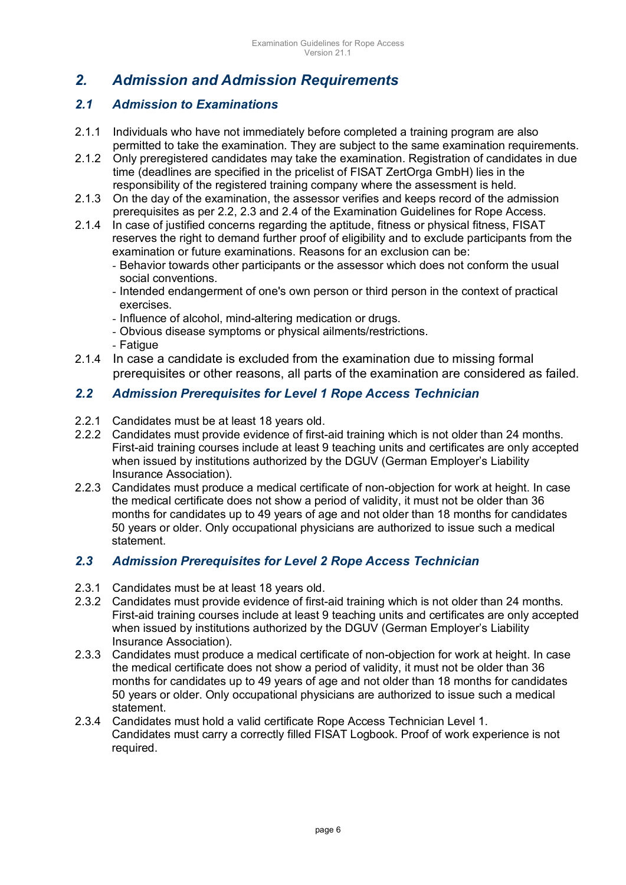## 2. Admission and Admission Requirements

### 2.1 Admission to Examinations

2.1.1 Individuals who have not immediately before completed a training program are also permitted to take the examination. They are subject to the same examination requirements.

2.1.2 Only preregistered candidates may take the examination. Registration of candidates in due time (deadlines are specified in the pricelist of FISAT ZertOrga GmbH) lies in the responsibility of the registered training company where the assessment is held.

2.1.3 On the day of the examination, the assessor verifies and keeps record of the admission prerequisites as per 2.2, 2.3 and 2.4 of the Examination Guidelines for Rope Access.

2.1.4 In case of justified concerns regarding the aptitude, fitness or physical fitness, FISAT reserves the right to demand further proof of eligibility and to exclude participants from the examination or future examinations. Reasons for an exclusion can be:

- Behavior towards other participants or the assessor which does not conform the usual social conventions.
- Intended endangerment of one's own person or third person in the context of practical exercises.
- Influence of alcohol, mind-altering medication or drugs.
- Obvious disease symptoms or physical ailments/restrictions.
- Fatigue

2.1.4 In case a candidate is excluded from the examination due to missing formal prerequisites or other reasons, all parts of the examination are considered as failed.

### 2.2 Admission Prerequisites for Level 1 Rope Access Technician

2.2.1 Candidates must be at least 18 years old.

2.2.2 Candidates must provide evidence of first-aid training which is not older than 24 months. First-aid training courses include at least 9 teaching units and certificates are only accepted when issued by institutions authorized by the DGUV (German Employer's Liability Insurance Association).

2.2.3 Candidates must produce a medical certificate of non-objection for work at height. In case the medical certificate does not show a period of validity, it must not be older than 36 months for candidates up to 49 years of age and not older than 18 months for candidates 50 years or older. Only occupational physicians are authorized to issue such a medical statement.

### 2.3 Admission Prerequisites for Level 2 Rope Access Technician

2.3.1 Candidates must be at least 18 years old.

2.3.2 Candidates must provide evidence of first-aid training which is not older than 24 months. First-aid training courses include at least 9 teaching units and certificates are only accepted when issued by institutions authorized by the DGUV (German Employer's Liability Insurance Association).

2.3.3 Candidates must produce a medical certificate of non-objection for work at height. In case the medical certificate does not show a period of validity, it must not be older than 36 months for candidates up to 49 years of age and not older than 18 months for candidates 50 years or older. Only occupational physicians are authorized to issue such a medical statement.

2.3.4 Candidates must hold a valid certificate Rope Access Technician Level 1. Candidates must carry a correctly filled FISAT Logbook. Proof of work experience is not required.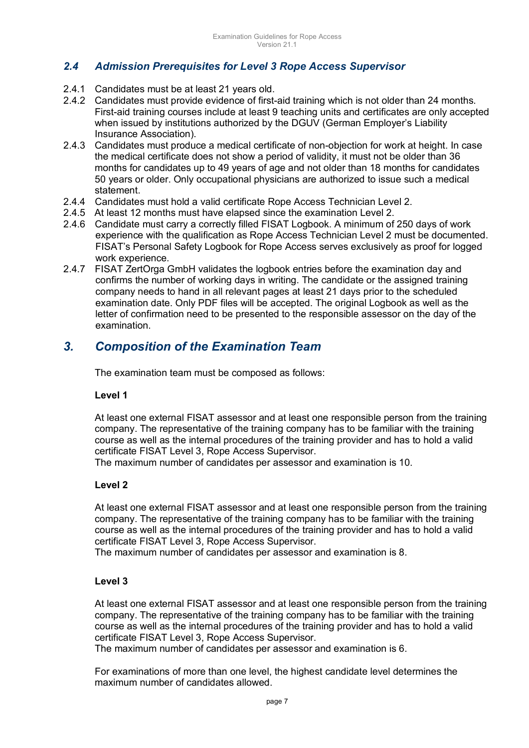## *2.4 Admission Prerequisites for Level 3 Rope Access Supervisor*

2.4.1 Candidates must be at least 21 years old.

2.4.2 Candidates must provide evidence of first-aid training which is not older than 24 months. First-aid training courses include at least 9 teaching units and certificates are only accepted when issued by institutions authorized by the DGUV (German Employer's Liability Insurance Association).

2.4.3 Candidates must produce a medical certificate of non-objection for work at height. In case the medical certificate does not show a period of validity, it must not be older than 36 months for candidates up to 49 years of age and not older than 18 months for candidates 50 years or older. Only occupational physicians are authorized to issue such a medical statement.

2.4.4 Candidates must hold a valid certificate Rope Access Technician Level 2.

2.4.5 At least 12 months must have elapsed since the examination Level 2.

2.4.6 Candidate must carry a correctly filled FISAT Logbook. A minimum of 250 days of work experience with the qualification as Rope Access Technician Level 2 must be documented. FISAT's Personal Safety Logbook for Rope Access serves exclusively as proof for logged work experience.

2.4.7 FISAT ZertOrga GmbH validates the logbook entries before the examination day and confirms the number of working days in writing. The candidate or the assigned training company needs to hand in all relevant pages at least 21 days prior to the scheduled examination date. Only PDF files will be accepted. The original Logbook as well as the letter of confirmation need to be presented to the responsible assessor on the day of the examination.

# *3. Composition of the Examination Team*

The examination team must be composed as follows:

**Level 1**

At least one external FISAT assessor and at least one responsible person from the training company. The representative of the training company has to be familiar with the training course as well as the internal procedures of the training provider and has to hold a valid certificate FISAT Level 3, Rope Access Supervisor.
The maximum number of candidates per assessor and examination is 10.

**Level 2**

At least one external FISAT assessor and at least one responsible person from the training company. The representative of the training company has to be familiar with the training course as well as the internal procedures of the training provider and has to hold a valid certificate FISAT Level 3, Rope Access Supervisor.
The maximum number of candidates per assessor and examination is 8.

**Level 3**

At least one external FISAT assessor and at least one responsible person from the training company. The representative of the training company has to be familiar with the training course as well as the internal procedures of the training provider and has to hold a valid certificate FISAT Level 3, Rope Access Supervisor.
The maximum number of candidates per assessor and examination is 6.

For examinations of more than one level, the highest candidate level determines the maximum number of candidates allowed.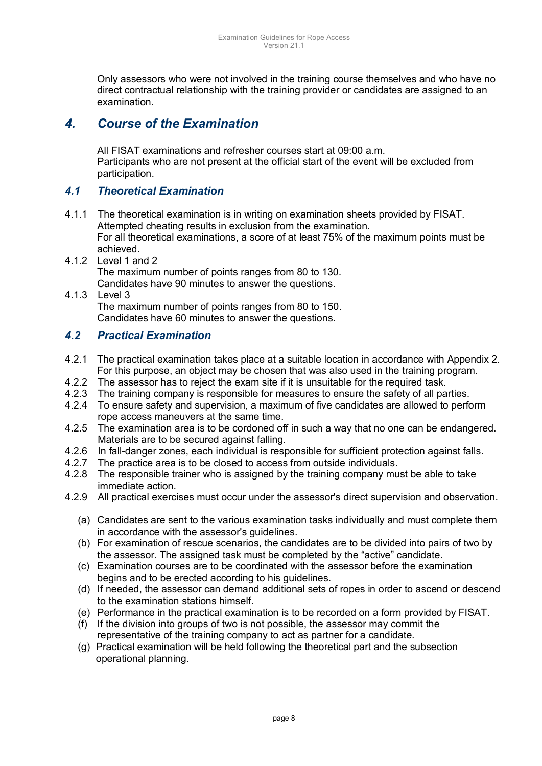Only assessors who were not involved in the training course themselves and who have no direct contractual relationship with the training provider or candidates are assigned to an examination.

## *4. Course of the Examination*

All FISAT examinations and refresher courses start at 09:00 a.m.
Participants who are not present at the official start of the event will be excluded from participation.

### *4.1 Theoretical Examination*

4.1.1 The theoretical examination is in writing on examination sheets provided by FISAT. Attempted cheating results in exclusion from the examination.
For all theoretical examinations, a score of at least 75% of the maximum points must be achieved.

4.1.2 Level 1 and 2
The maximum number of points ranges from 80 to 130.
Candidates have 90 minutes to answer the questions.

4.1.3 Level 3
The maximum number of points ranges from 80 to 150.
Candidates have 60 minutes to answer the questions.

### *4.2 Practical Examination*

4.2.1 The practical examination takes place at a suitable location in accordance with Appendix 2. For this purpose, an object may be chosen that was also used in the training program.

4.2.2 The assessor has to reject the exam site if it is unsuitable for the required task.

4.2.3 The training company is responsible for measures to ensure the safety of all parties.

4.2.4 To ensure safety and supervision, a maximum of five candidates are allowed to perform rope access maneuvers at the same time.

4.2.5 The examination area is to be cordoned off in such a way that no one can be endangered. Materials are to be secured against falling.

4.2.6 In fall-danger zones, each individual is responsible for sufficient protection against falls.

4.2.7 The practice area is to be closed to access from outside individuals.

4.2.8 The responsible trainer who is assigned by the training company must be able to take immediate action.

4.2.9 All practical exercises must occur under the assessor's direct supervision and observation.

(a) Candidates are sent to the various examination tasks individually and must complete them in accordance with the assessor's guidelines.

(b) For examination of rescue scenarios, the candidates are to be divided into pairs of two by the assessor. The assigned task must be completed by the "active" candidate.

(c) Examination courses are to be coordinated with the assessor before the examination begins and to be erected according to his guidelines.

(d) If needed, the assessor can demand additional sets of ropes in order to ascend or descend to the examination stations himself.

(e) Performance in the practical examination is to be recorded on a form provided by FISAT.

(f) If the division into groups of two is not possible, the assessor may commit the representative of the training company to act as partner for a candidate.

(g) Practical examination will be held following the theoretical part and the subsection operational planning.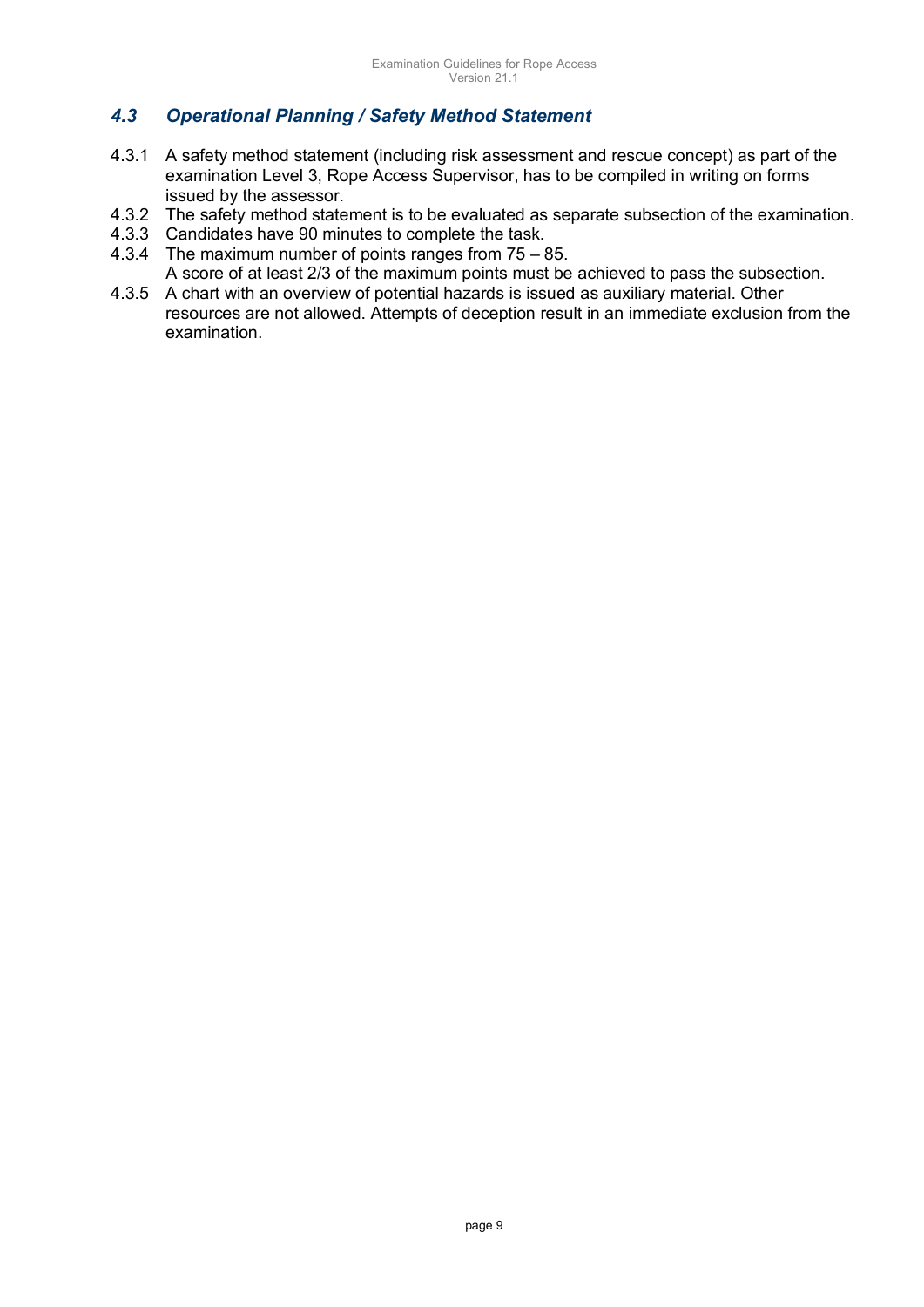## *4.3 Operational Planning / Safety Method Statement*

4.3.1 A safety method statement (including risk assessment and rescue concept) as part of the examination Level 3, Rope Access Supervisor, has to be compiled in writing on forms issued by the assessor.

4.3.2 The safety method statement is to be evaluated as separate subsection of the examination.

4.3.3 Candidates have 90 minutes to complete the task.

4.3.4 The maximum number of points ranges from 75 – 85.
A score of at least 2/3 of the maximum points must be achieved to pass the subsection.

4.3.5 A chart with an overview of potential hazards is issued as auxiliary material. Other resources are not allowed. Attempts of deception result in an immediate exclusion from the examination.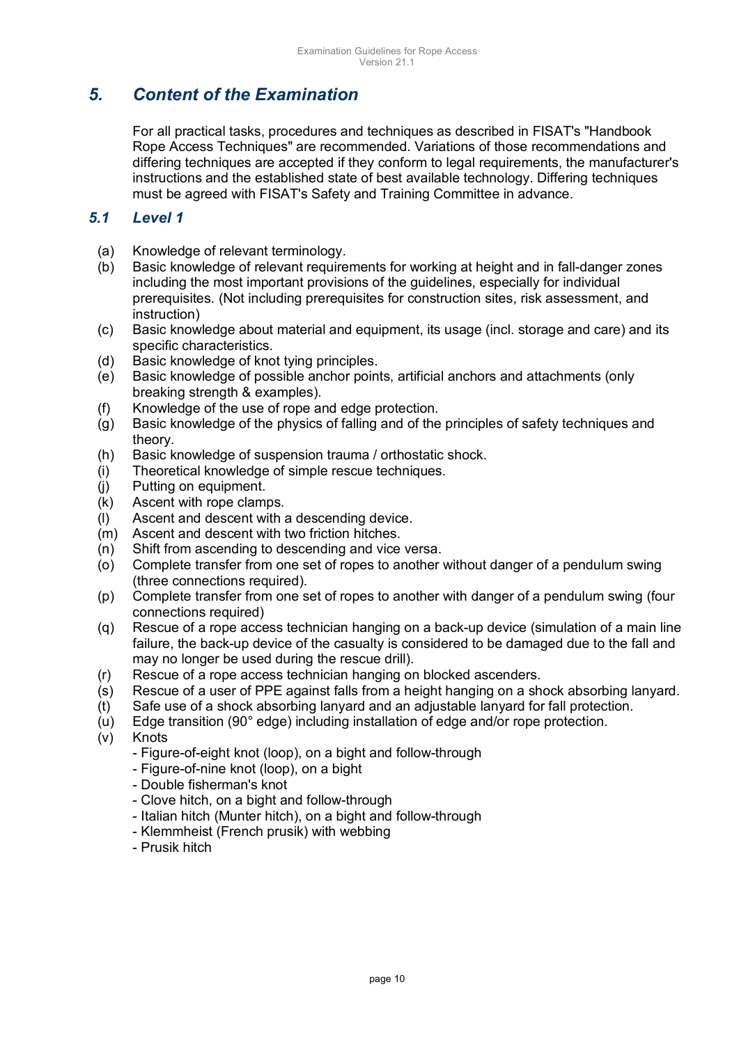# 5. Content of the Examination

For all practical tasks, procedures and techniques as described in FISAT's "Handbook Rope Access Techniques" are recommended. Variations of those recommendations and differing techniques are accepted if they conform to legal requirements, the manufacturer's instructions and the established state of best available technology. Differing techniques must be agreed with FISAT's Safety and Training Committee in advance.

## 5.1 Level 1

(a) Knowledge of relevant terminology.

(b) Basic knowledge of relevant requirements for working at height and in fall-danger zones including the most important provisions of the guidelines, especially for individual prerequisites. (Not including prerequisites for construction sites, risk assessment, and instruction)

(c) Basic knowledge about material and equipment, its usage (incl. storage and care) and its specific characteristics.

(d) Basic knowledge of knot tying principles.

(e) Basic knowledge of possible anchor points, artificial anchors and attachments (only breaking strength & examples).

(f) Knowledge of the use of rope and edge protection.

(g) Basic knowledge of the physics of falling and of the principles of safety techniques and theory.

(h) Basic knowledge of suspension trauma / orthostatic shock.

(i) Theoretical knowledge of simple rescue techniques.

(j) Putting on equipment.

(k) Ascent with rope clamps.

(l) Ascent and descent with a descending device.

(m) Ascent and descent with two friction hitches.

(n) Shift from ascending to descending and vice versa.

(o) Complete transfer from one set of ropes to another without danger of a pendulum swing (three connections required).

(p) Complete transfer from one set of ropes to another with danger of a pendulum swing (four connections required)

(q) Rescue of a rope access technician hanging on a back-up device (simulation of a main line failure, the back-up device of the casualty is considered to be damaged due to the fall and may no longer be used during the rescue drill).

(r) Rescue of a rope access technician hanging on blocked ascenders.

(s) Rescue of a user of PPE against falls from a height hanging on a shock absorbing lanyard.

(t) Safe use of a shock absorbing lanyard and an adjustable lanyard for fall protection.

(u) Edge transition (90° edge) including installation of edge and/or rope protection.

(v) Knots
- Figure-of-eight knot (loop), on a bight and follow-through
- Figure-of-nine knot (loop), on a bight
- Double fisherman's knot
- Clove hitch, on a bight and follow-through
- Italian hitch (Munter hitch), on a bight and follow-through
- Klemmheist (French prusik) with webbing
- Prusik hitch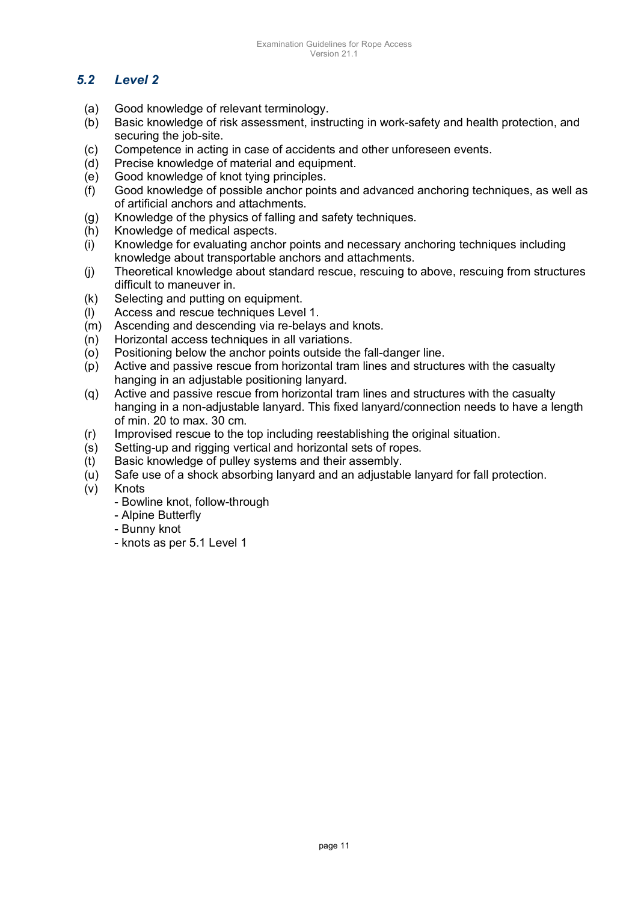## *5.2 Level 2*

(a) Good knowledge of relevant terminology.
(b) Basic knowledge of risk assessment, instructing in work-safety and health protection, and securing the job-site.
(c) Competence in acting in case of accidents and other unforeseen events.
(d) Precise knowledge of material and equipment.
(e) Good knowledge of knot tying principles.
(f) Good knowledge of possible anchor points and advanced anchoring techniques, as well as of artificial anchors and attachments.
(g) Knowledge of the physics of falling and safety techniques.
(h) Knowledge of medical aspects.
(i) Knowledge for evaluating anchor points and necessary anchoring techniques including knowledge about transportable anchors and attachments.
(j) Theoretical knowledge about standard rescue, rescuing to above, rescuing from structures difficult to maneuver in.
(k) Selecting and putting on equipment.
(l) Access and rescue techniques Level 1.
(m) Ascending and descending via re-belays and knots.
(n) Horizontal access techniques in all variations.
(o) Positioning below the anchor points outside the fall-danger line.
(p) Active and passive rescue from horizontal tram lines and structures with the casualty hanging in an adjustable positioning lanyard.
(q) Active and passive rescue from horizontal tram lines and structures with the casualty hanging in a non-adjustable lanyard. This fixed lanyard/connection needs to have a length of min. 20 to max. 30 cm.
(r) Improvised rescue to the top including reestablishing the original situation.
(s) Setting-up and rigging vertical and horizontal sets of ropes.
(t) Basic knowledge of pulley systems and their assembly.
(u) Safe use of a shock absorbing lanyard and an adjustable lanyard for fall protection.
(v) Knots
  - Bowline knot, follow-through
  - Alpine Butterfly
  - Bunny knot
  - knots as per 5.1 Level 1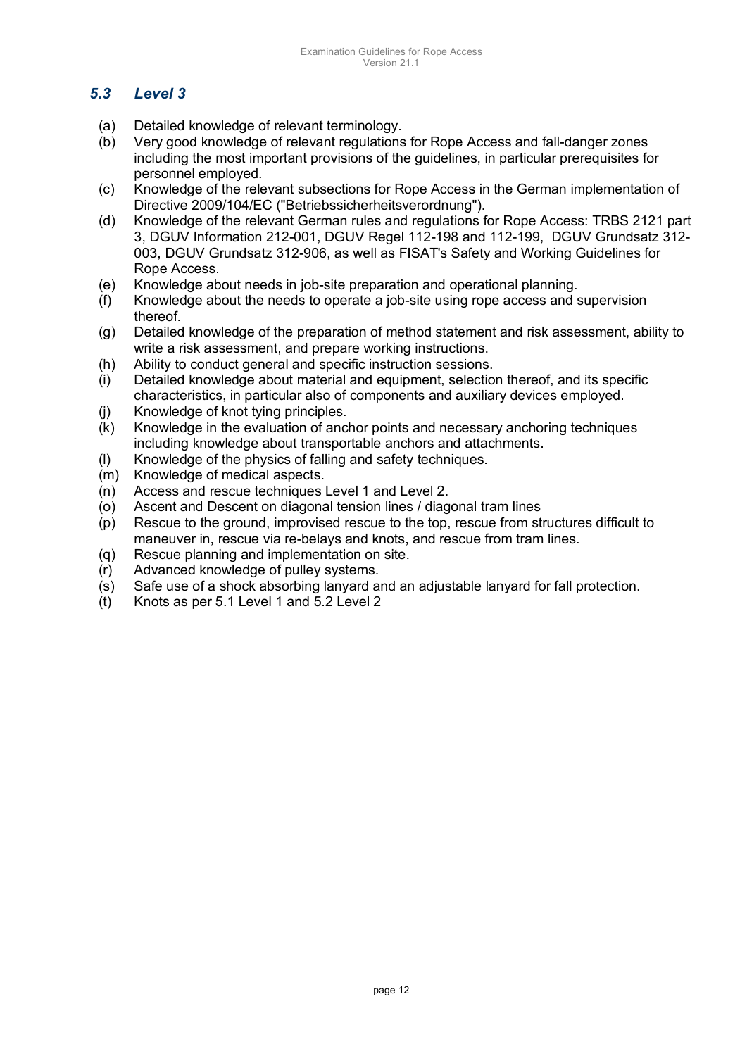### *5.3 Level 3*

(a) Detailed knowledge of relevant terminology.
(b) Very good knowledge of relevant regulations for Rope Access and fall-danger zones including the most important provisions of the guidelines, in particular prerequisites for personnel employed.
(c) Knowledge of the relevant subsections for Rope Access in the German implementation of Directive 2009/104/EC ("Betriebssicherheitsverordnung").
(d) Knowledge of the relevant German rules and regulations for Rope Access: TRBS 2121 part 3, DGUV Information 212-001, DGUV Regel 112-198 and 112-199, DGUV Grundsatz 312-003, DGUV Grundsatz 312-906, as well as FISAT's Safety and Working Guidelines for Rope Access.
(e) Knowledge about needs in job-site preparation and operational planning.
(f) Knowledge about the needs to operate a job-site using rope access and supervision thereof.
(g) Detailed knowledge of the preparation of method statement and risk assessment, ability to write a risk assessment, and prepare working instructions.
(h) Ability to conduct general and specific instruction sessions.
(i) Detailed knowledge about material and equipment, selection thereof, and its specific characteristics, in particular also of components and auxiliary devices employed.
(j) Knowledge of knot tying principles.
(k) Knowledge in the evaluation of anchor points and necessary anchoring techniques including knowledge about transportable anchors and attachments.
(l) Knowledge of the physics of falling and safety techniques.
(m) Knowledge of medical aspects.
(n) Access and rescue techniques Level 1 and Level 2.
(o) Ascent and Descent on diagonal tension lines / diagonal tram lines
(p) Rescue to the ground, improvised rescue to the top, rescue from structures difficult to maneuver in, rescue via re-belays and knots, and rescue from tram lines.
(q) Rescue planning and implementation on site.
(r) Advanced knowledge of pulley systems.
(s) Safe use of a shock absorbing lanyard and an adjustable lanyard for fall protection.
(t) Knots as per 5.1 Level 1 and 5.2 Level 2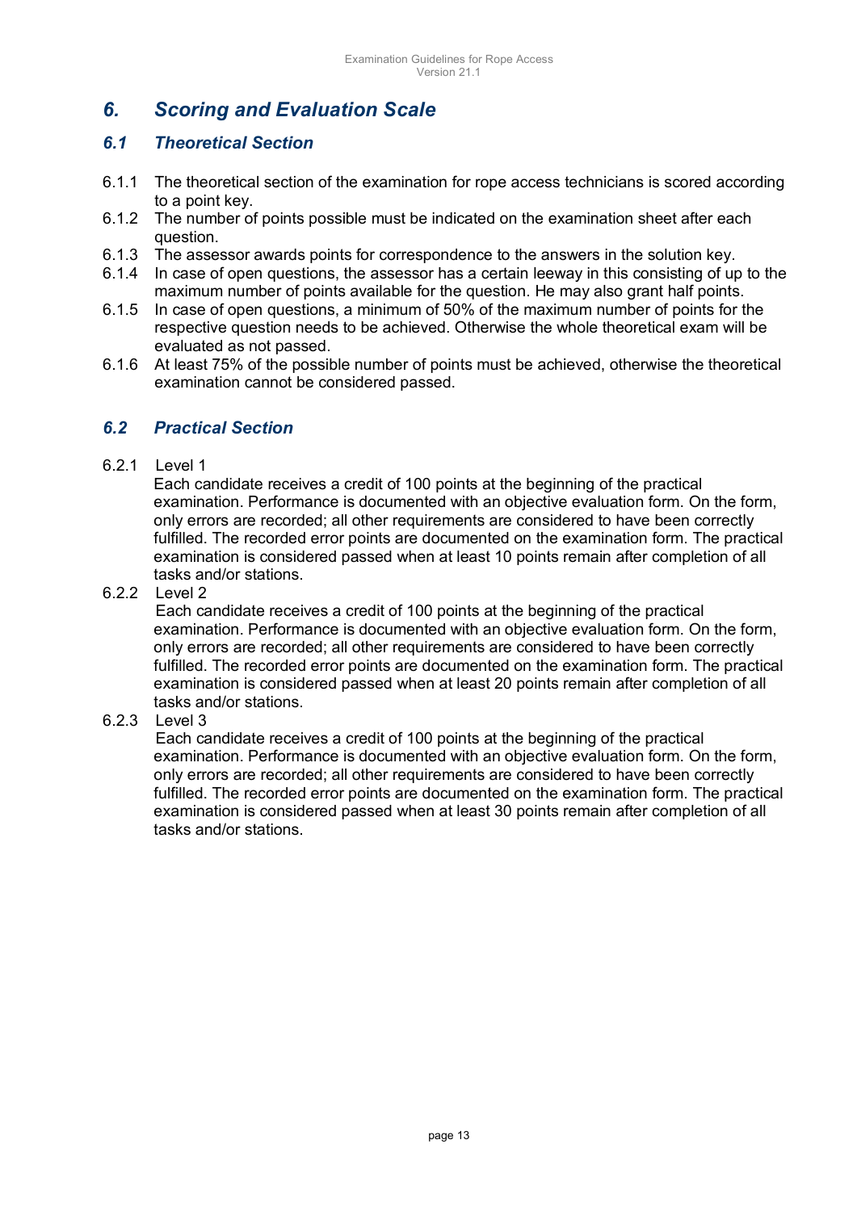# 6. Scoring and Evaluation Scale

## 6.1 Theoretical Section

6.1.1 The theoretical section of the examination for rope access technicians is scored according to a point key.

6.1.2 The number of points possible must be indicated on the examination sheet after each question.

6.1.3 The assessor awards points for correspondence to the answers in the solution key.

6.1.4 In case of open questions, the assessor has a certain leeway in this consisting of up to the maximum number of points available for the question. He may also grant half points.

6.1.5 In case of open questions, a minimum of 50% of the maximum number of points for the respective question needs to be achieved. Otherwise the whole theoretical exam will be evaluated as not passed.

6.1.6 At least 75% of the possible number of points must be achieved, otherwise the theoretical examination cannot be considered passed.

## 6.2 Practical Section

6.2.1 Level 1

Each candidate receives a credit of 100 points at the beginning of the practical examination. Performance is documented with an objective evaluation form. On the form, only errors are recorded; all other requirements are considered to have been correctly fulfilled. The recorded error points are documented on the examination form. The practical examination is considered passed when at least 10 points remain after completion of all tasks and/or stations.

6.2.2 Level 2

Each candidate receives a credit of 100 points at the beginning of the practical examination. Performance is documented with an objective evaluation form. On the form, only errors are recorded; all other requirements are considered to have been correctly fulfilled. The recorded error points are documented on the examination form. The practical examination is considered passed when at least 20 points remain after completion of all tasks and/or stations.

6.2.3 Level 3

Each candidate receives a credit of 100 points at the beginning of the practical examination. Performance is documented with an objective evaluation form. On the form, only errors are recorded; all other requirements are considered to have been correctly fulfilled. The recorded error points are documented on the examination form. The practical examination is considered passed when at least 30 points remain after completion of all tasks and/or stations.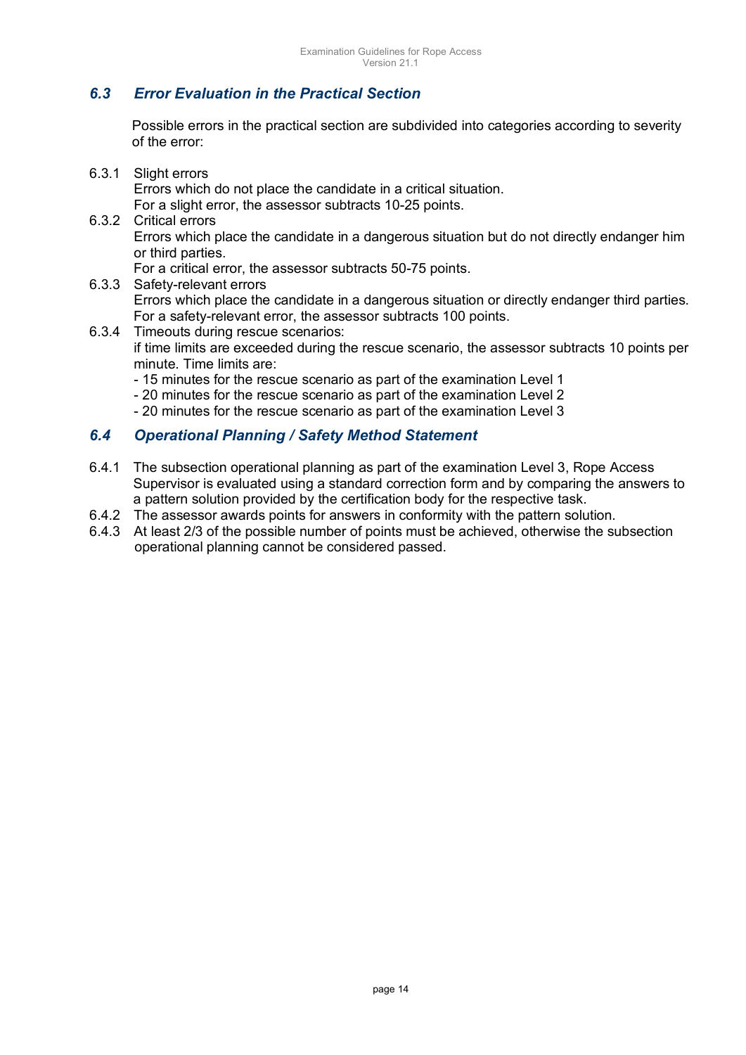## *6.3 Error Evaluation in the Practical Section*

Possible errors in the practical section are subdivided into categories according to severity of the error:

6.3.1 Slight errors
Errors which do not place the candidate in a critical situation.
For a slight error, the assessor subtracts 10-25 points.

6.3.2 Critical errors
Errors which place the candidate in a dangerous situation but do not directly endanger him or third parties.
For a critical error, the assessor subtracts 50-75 points.

6.3.3 Safety-relevant errors
Errors which place the candidate in a dangerous situation or directly endanger third parties.
For a safety-relevant error, the assessor subtracts 100 points.

6.3.4 Timeouts during rescue scenarios:
if time limits are exceeded during the rescue scenario, the assessor subtracts 10 points per minute. Time limits are:
- 15 minutes for the rescue scenario as part of the examination Level 1
- 20 minutes for the rescue scenario as part of the examination Level 2
- 20 minutes for the rescue scenario as part of the examination Level 3

## *6.4 Operational Planning / Safety Method Statement*

6.4.1 The subsection operational planning as part of the examination Level 3, Rope Access Supervisor is evaluated using a standard correction form and by comparing the answers to a pattern solution provided by the certification body for the respective task.

6.4.2 The assessor awards points for answers in conformity with the pattern solution.

6.4.3 At least 2/3 of the possible number of points must be achieved, otherwise the subsection operational planning cannot be considered passed.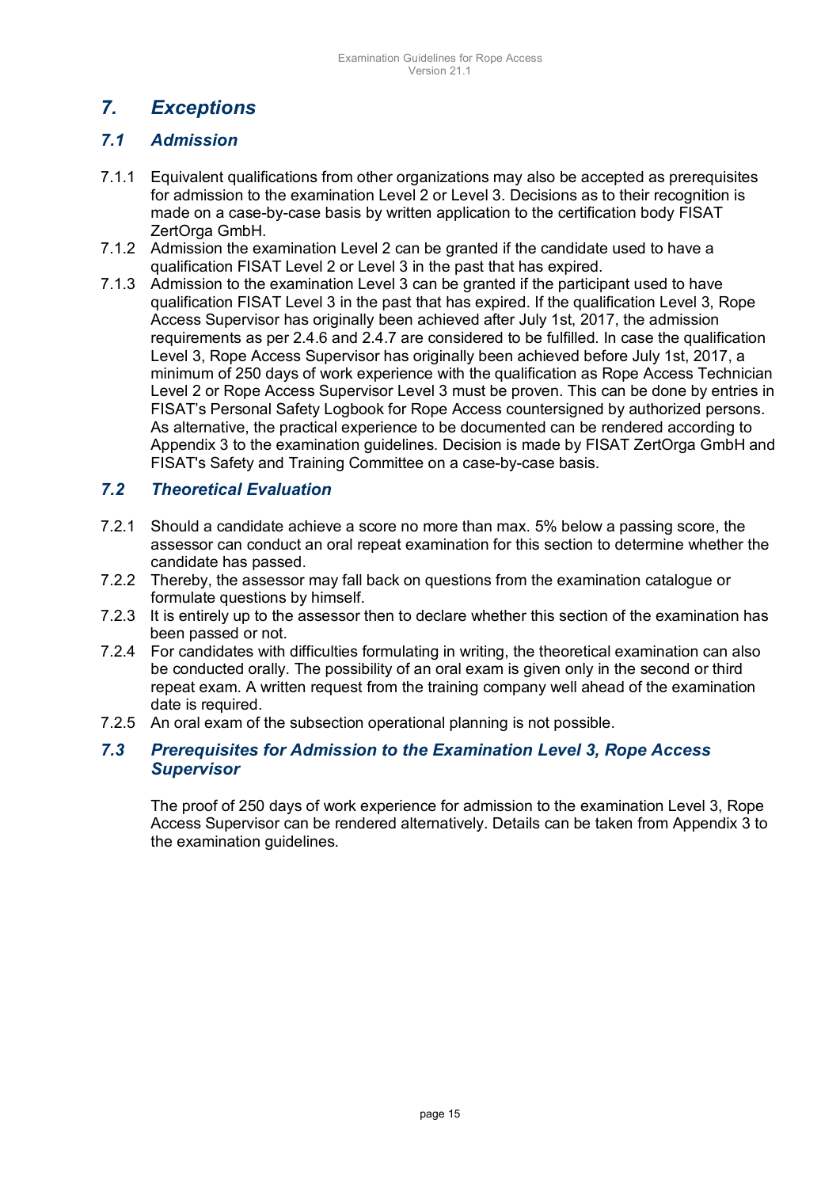# 7. Exceptions

## 7.1 Admission

7.1.1 Equivalent qualifications from other organizations may also be accepted as prerequisites for admission to the examination Level 2 or Level 3. Decisions as to their recognition is made on a case-by-case basis by written application to the certification body FISAT ZertOrga GmbH.

7.1.2 Admission the examination Level 2 can be granted if the candidate used to have a qualification FISAT Level 2 or Level 3 in the past that has expired.

7.1.3 Admission to the examination Level 3 can be granted if the participant used to have qualification FISAT Level 3 in the past that has expired. If the qualification Level 3, Rope Access Supervisor has originally been achieved after July 1st, 2017, the admission requirements as per 2.4.6 and 2.4.7 are considered to be fulfilled. In case the qualification Level 3, Rope Access Supervisor has originally been achieved before July 1st, 2017, a minimum of 250 days of work experience with the qualification as Rope Access Technician Level 2 or Rope Access Supervisor Level 3 must be proven. This can be done by entries in FISAT's Personal Safety Logbook for Rope Access countersigned by authorized persons. As alternative, the practical experience to be documented can be rendered according to Appendix 3 to the examination guidelines. Decision is made by FISAT ZertOrga GmbH and FISAT's Safety and Training Committee on a case-by-case basis.

## 7.2 Theoretical Evaluation

7.2.1 Should a candidate achieve a score no more than max. 5% below a passing score, the assessor can conduct an oral repeat examination for this section to determine whether the candidate has passed.

7.2.2 Thereby, the assessor may fall back on questions from the examination catalogue or formulate questions by himself.

7.2.3 It is entirely up to the assessor then to declare whether this section of the examination has been passed or not.

7.2.4 For candidates with difficulties formulating in writing, the theoretical examination can also be conducted orally. The possibility of an oral exam is given only in the second or third repeat exam. A written request from the training company well ahead of the examination date is required.

7.2.5 An oral exam of the subsection operational planning is not possible.

## 7.3 Prerequisites for Admission to the Examination Level 3, Rope Access Supervisor

The proof of 250 days of work experience for admission to the examination Level 3, Rope Access Supervisor can be rendered alternatively. Details can be taken from Appendix 3 to the examination guidelines.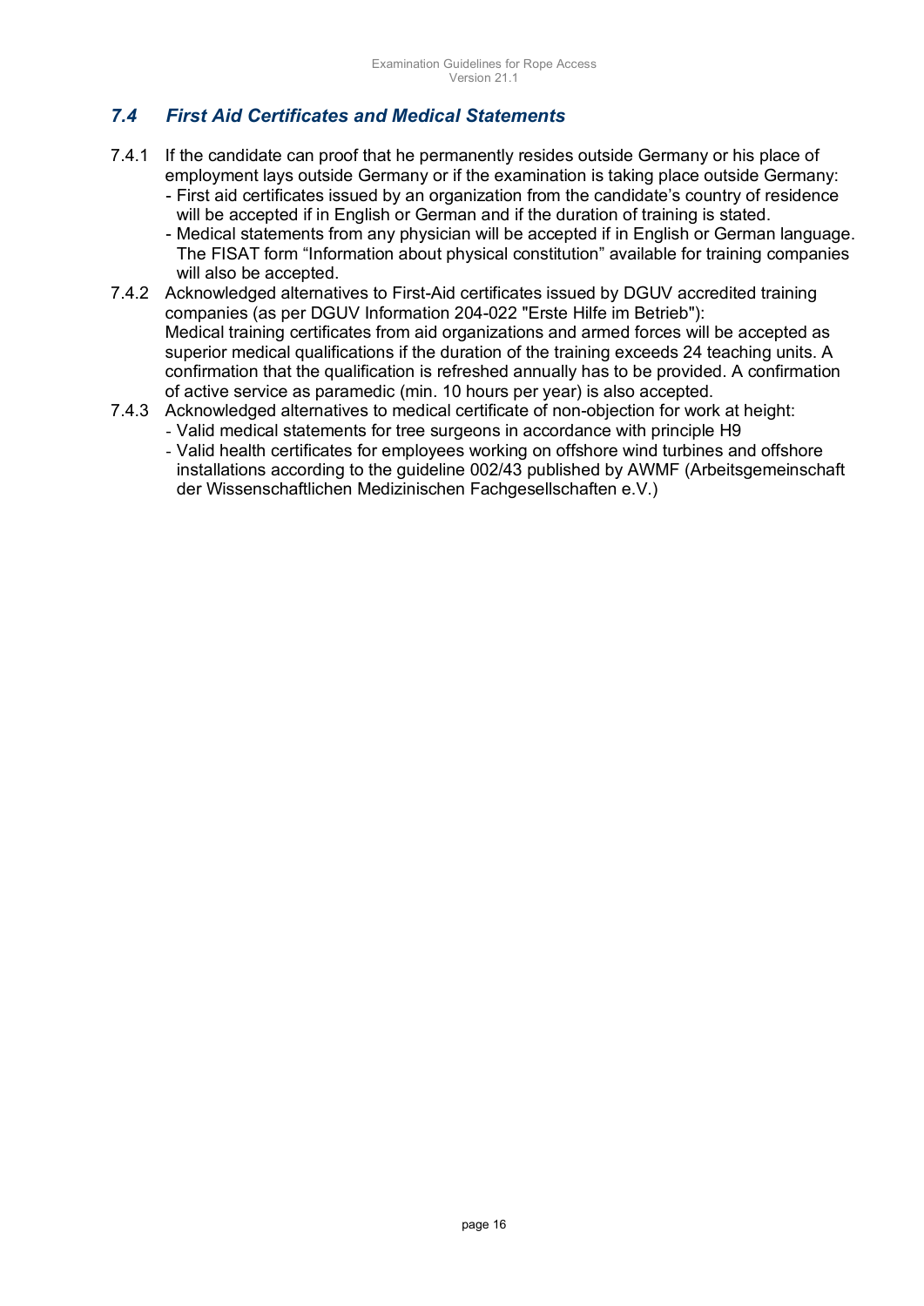## *7.4 First Aid Certificates and Medical Statements*

7.4.1 If the candidate can proof that he permanently resides outside Germany or his place of employment lays outside Germany or if the examination is taking place outside Germany:
- First aid certificates issued by an organization from the candidate's country of residence will be accepted if in English or German and if the duration of training is stated.
- Medical statements from any physician will be accepted if in English or German language. The FISAT form "Information about physical constitution" available for training companies will also be accepted.

7.4.2 Acknowledged alternatives to First-Aid certificates issued by DGUV accredited training companies (as per DGUV Information 204-022 "Erste Hilfe im Betrieb"):
Medical training certificates from aid organizations and armed forces will be accepted as superior medical qualifications if the duration of the training exceeds 24 teaching units. A confirmation that the qualification is refreshed annually has to be provided. A confirmation of active service as paramedic (min. 10 hours per year) is also accepted.

7.4.3 Acknowledged alternatives to medical certificate of non-objection for work at height:
- Valid medical statements for tree surgeons in accordance with principle H9
- Valid health certificates for employees working on offshore wind turbines and offshore installations according to the guideline 002/43 published by AWMF (Arbeitsgemeinschaft der Wissenschaftlichen Medizinischen Fachgesellschaften e.V.)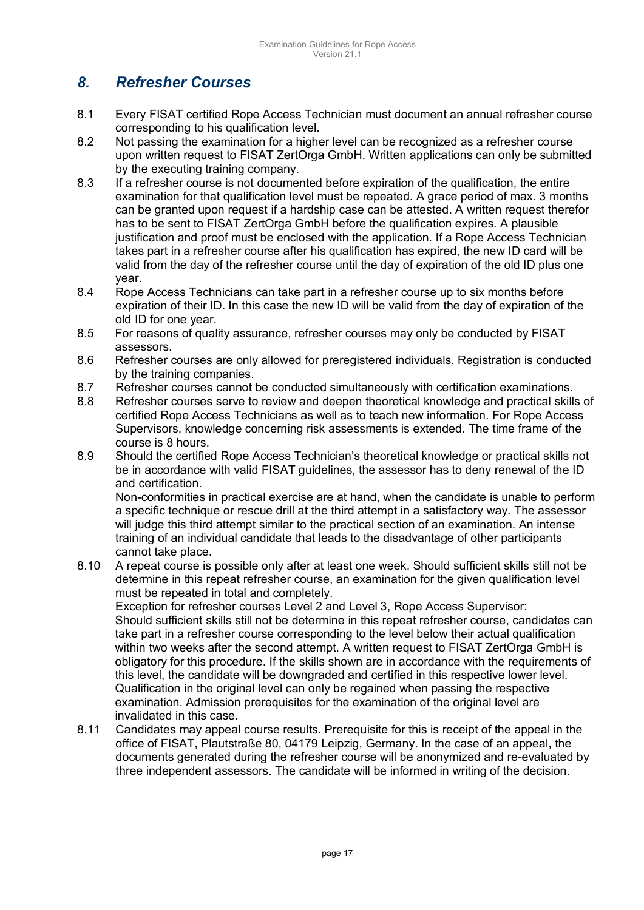## *8. Refresher Courses*

8.1 Every FISAT certified Rope Access Technician must document an annual refresher course corresponding to his qualification level.

8.2 Not passing the examination for a higher level can be recognized as a refresher course upon written request to FISAT ZertOrga GmbH. Written applications can only be submitted by the executing training company.

8.3 If a refresher course is not documented before expiration of the qualification, the entire examination for that qualification level must be repeated. A grace period of max. 3 months can be granted upon request if a hardship case can be attested. A written request therefor has to be sent to FISAT ZertOrga GmbH before the qualification expires. A plausible justification and proof must be enclosed with the application. If a Rope Access Technician takes part in a refresher course after his qualification has expired, the new ID card will be valid from the day of the refresher course until the day of expiration of the old ID plus one year.

8.4 Rope Access Technicians can take part in a refresher course up to six months before expiration of their ID. In this case the new ID will be valid from the day of expiration of the old ID for one year.

8.5 For reasons of quality assurance, refresher courses may only be conducted by FISAT assessors.

8.6 Refresher courses are only allowed for preregistered individuals. Registration is conducted by the training companies.

8.7 Refresher courses cannot be conducted simultaneously with certification examinations.

8.8 Refresher courses serve to review and deepen theoretical knowledge and practical skills of certified Rope Access Technicians as well as to teach new information. For Rope Access Supervisors, knowledge concerning risk assessments is extended. The time frame of the course is 8 hours.

8.9 Should the certified Rope Access Technician's theoretical knowledge or practical skills not be in accordance with valid FISAT guidelines, the assessor has to deny renewal of the ID and certification.
Non-conformities in practical exercise are at hand, when the candidate is unable to perform a specific technique or rescue drill at the third attempt in a satisfactory way. The assessor will judge this third attempt similar to the practical section of an examination. An intense training of an individual candidate that leads to the disadvantage of other participants cannot take place.

8.10 A repeat course is possible only after at least one week. Should sufficient skills still not be determine in this repeat refresher course, an examination for the given qualification level must be repeated in total and completely.
Exception for refresher courses Level 2 and Level 3, Rope Access Supervisor:
Should sufficient skills still not be determine in this repeat refresher course, candidates can take part in a refresher course corresponding to the level below their actual qualification within two weeks after the second attempt. A written request to FISAT ZertOrga GmbH is obligatory for this procedure. If the skills shown are in accordance with the requirements of this level, the candidate will be downgraded and certified in this respective lower level. Qualification in the original level can only be regained when passing the respective examination. Admission prerequisites for the examination of the original level are invalidated in this case.

8.11 Candidates may appeal course results. Prerequisite for this is receipt of the appeal in the office of FISAT, Plautstraße 80, 04179 Leipzig, Germany. In the case of an appeal, the documents generated during the refresher course will be anonymized and re-evaluated by three independent assessors. The candidate will be informed in writing of the decision.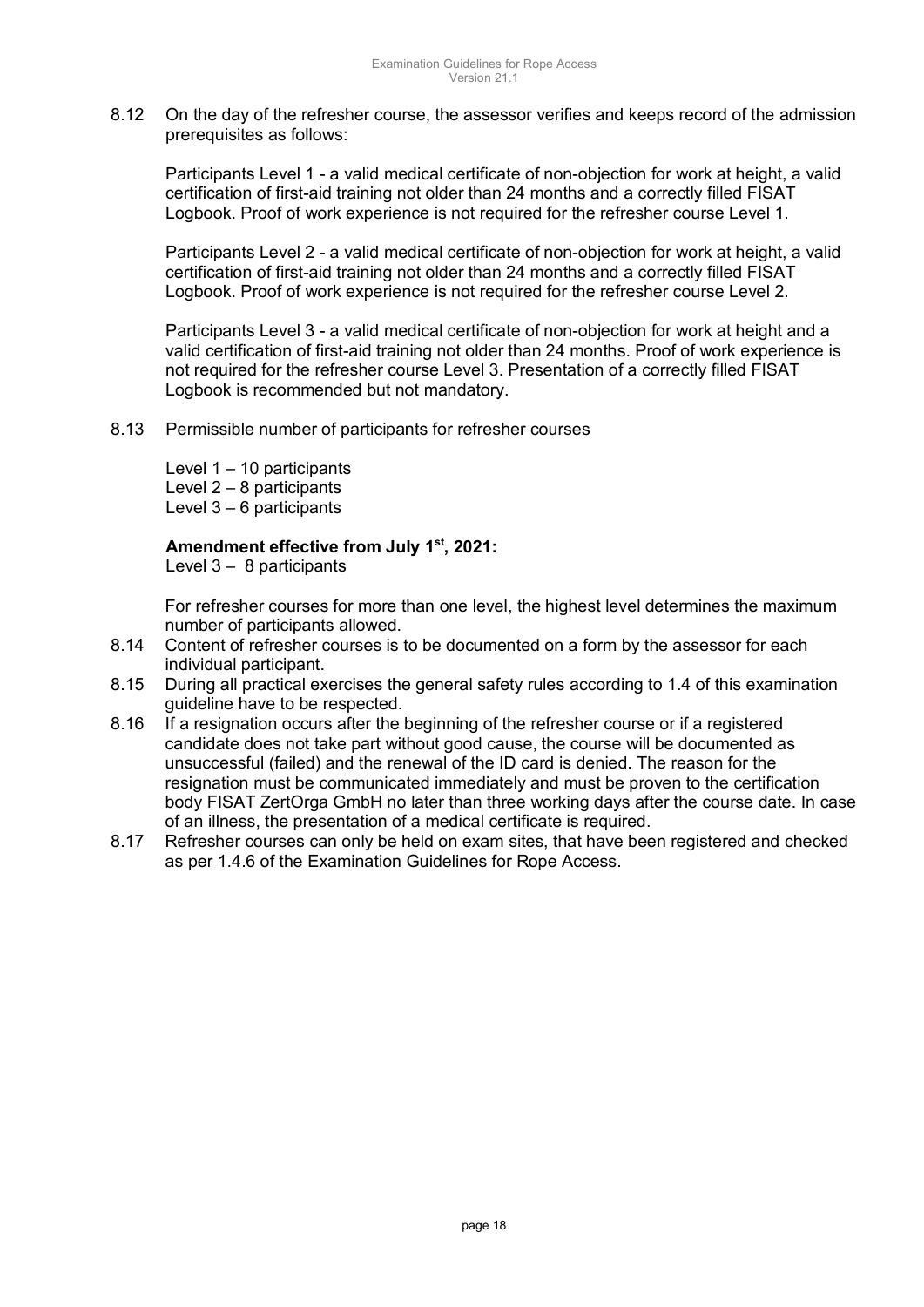8.12 On the day of the refresher course, the assessor verifies and keeps record of the admission prerequisites as follows:

Participants Level 1 - a valid medical certificate of non-objection for work at height, a valid certification of first-aid training not older than 24 months and a correctly filled FISAT Logbook. Proof of work experience is not required for the refresher course Level 1.

Participants Level 2 - a valid medical certificate of non-objection for work at height, a valid certification of first-aid training not older than 24 months and a correctly filled FISAT Logbook. Proof of work experience is not required for the refresher course Level 2.

Participants Level 3 - a valid medical certificate of non-objection for work at height and a valid certification of first-aid training not older than 24 months. Proof of work experience is not required for the refresher course Level 3. Presentation of a correctly filled FISAT Logbook is recommended but not mandatory.

8.13 Permissible number of participants for refresher courses

Level 1 – 10 participants
Level 2 – 8 participants
Level 3 – 6 participants

**Amendment effective from July 1st, 2021:**
Level 3 – 8 participants

For refresher courses for more than one level, the highest level determines the maximum number of participants allowed.

8.14 Content of refresher courses is to be documented on a form by the assessor for each individual participant.

8.15 During all practical exercises the general safety rules according to 1.4 of this examination guideline have to be respected.

8.16 If a resignation occurs after the beginning of the refresher course or if a registered candidate does not take part without good cause, the course will be documented as unsuccessful (failed) and the renewal of the ID card is denied. The reason for the resignation must be communicated immediately and must be proven to the certification body FISAT ZertOrga GmbH no later than three working days after the course date. In case of an illness, the presentation of a medical certificate is required.

8.17 Refresher courses can only be held on exam sites, that have been registered and checked as per 1.4.6 of the Examination Guidelines for Rope Access.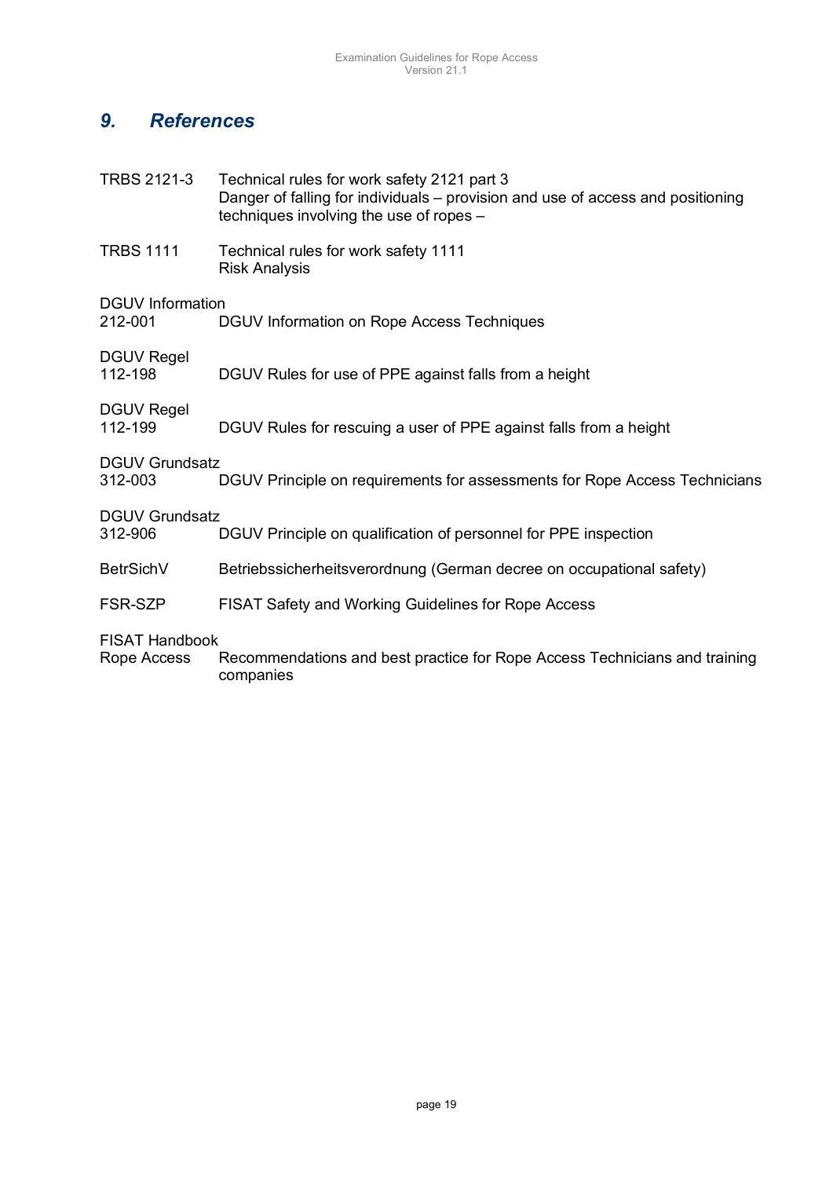## *9. References*

| | |
|---|---|
| TRBS 2121-3 | Technical rules for work safety 2121 part 3<br>Danger of falling for individuals – provision and use of access and positioning techniques involving the use of ropes – |
| TRBS 1111 | Technical rules for work safety 1111<br>Risk Analysis |
| DGUV Information 212-001 | DGUV Information on Rope Access Techniques |
| DGUV Regel 112-198 | DGUV Rules for use of PPE against falls from a height |
| DGUV Regel 112-199 | DGUV Rules for rescuing a user of PPE against falls from a height |
| DGUV Grundsatz 312-003 | DGUV Principle on requirements for assessments for Rope Access Technicians |
| DGUV Grundsatz 312-906 | DGUV Principle on qualification of personnel for PPE inspection |
| BetrSichV | Betriebssicherheitsverordnung (German decree on occupational safety) |
| FSR-SZP | FISAT Safety and Working Guidelines for Rope Access |
| FISAT Handbook Rope Access | Recommendations and best practice for Rope Access Technicians and training companies |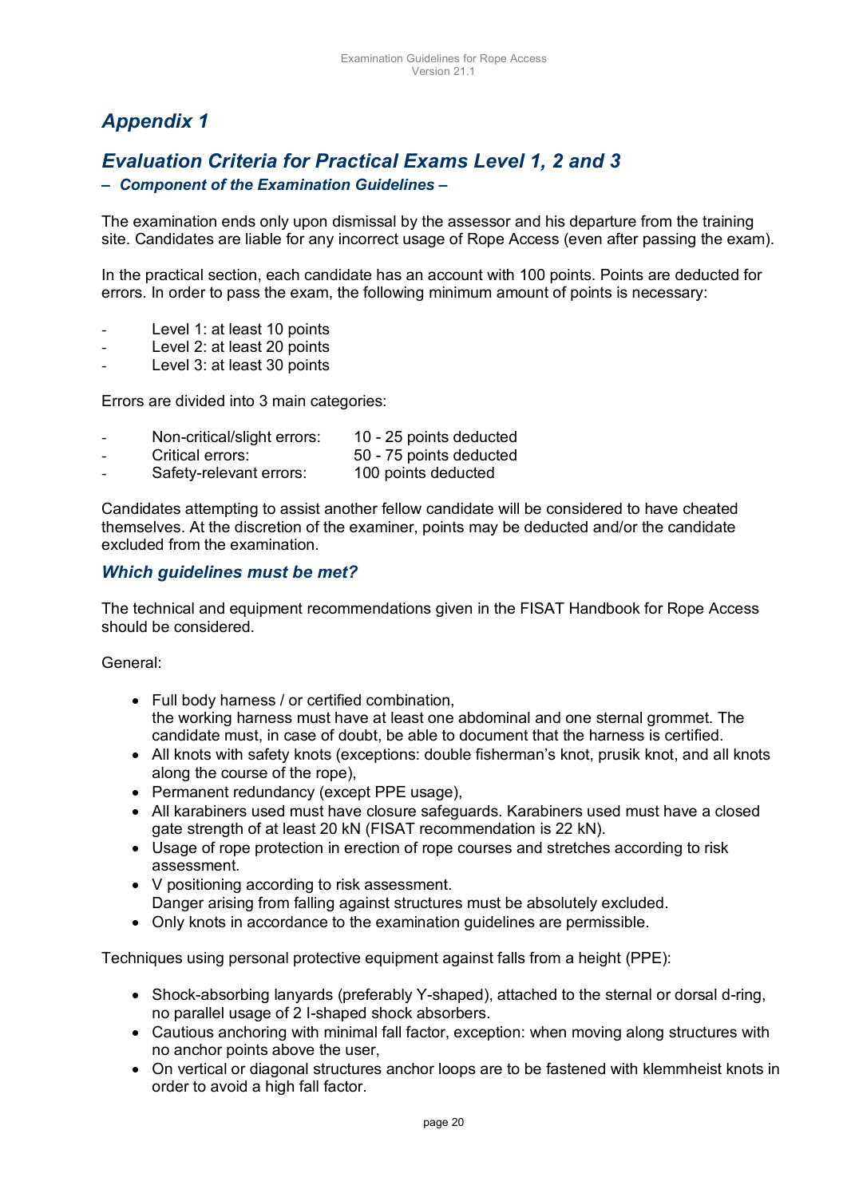# *Appendix 1*

## *Evaluation Criteria for Practical Exams Level 1, 2 and 3*

### *– Component of the Examination Guidelines –*

The examination ends only upon dismissal by the assessor and his departure from the training site. Candidates are liable for any incorrect usage of Rope Access (even after passing the exam).

In the practical section, each candidate has an account with 100 points. Points are deducted for errors. In order to pass the exam, the following minimum amount of points is necessary:

- Level 1: at least 10 points
- Level 2: at least 20 points
- Level 3: at least 30 points

Errors are divided into 3 main categories:

- Non-critical/slight errors: 10 - 25 points deducted
- Critical errors: 50 - 75 points deducted
- Safety-relevant errors: 100 points deducted

Candidates attempting to assist another fellow candidate will be considered to have cheated themselves. At the discretion of the examiner, points may be deducted and/or the candidate excluded from the examination.

### *Which guidelines must be met?*

The technical and equipment recommendations given in the FISAT Handbook for Rope Access should be considered.

General:

- Full body harness / or certified combination, the working harness must have at least one abdominal and one sternal grommet. The candidate must, in case of doubt, be able to document that the harness is certified.
- All knots with safety knots (exceptions: double fisherman's knot, prusik knot, and all knots along the course of the rope),
- Permanent redundancy (except PPE usage),
- All karabiners used must have closure safeguards. Karabiners used must have a closed gate strength of at least 20 kN (FISAT recommendation is 22 kN).
- Usage of rope protection in erection of rope courses and stretches according to risk assessment.
- V positioning according to risk assessment. Danger arising from falling against structures must be absolutely excluded.
- Only knots in accordance to the examination guidelines are permissible.

Techniques using personal protective equipment against falls from a height (PPE):

- Shock-absorbing lanyards (preferably Y-shaped), attached to the sternal or dorsal d-ring, no parallel usage of 2 I-shaped shock absorbers.
- Cautious anchoring with minimal fall factor, exception: when moving along structures with no anchor points above the user,
- On vertical or diagonal structures anchor loops are to be fastened with klemmheist knots in order to avoid a high fall factor.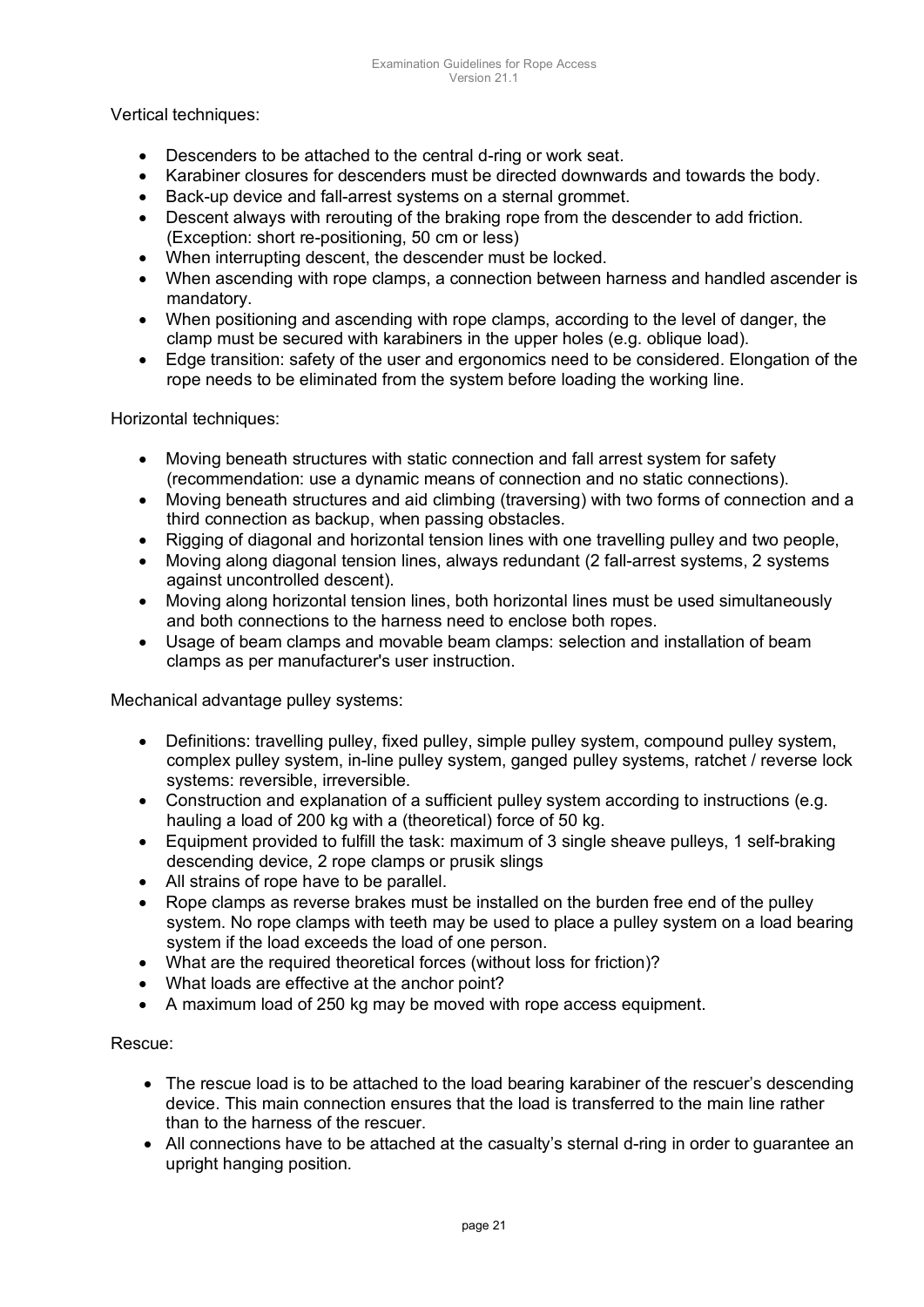Vertical techniques:

- Descenders to be attached to the central d-ring or work seat.
- Karabiner closures for descenders must be directed downwards and towards the body.
- Back-up device and fall-arrest systems on a sternal grommet.
- Descent always with rerouting of the braking rope from the descender to add friction. (Exception: short re-positioning, 50 cm or less)
- When interrupting descent, the descender must be locked.
- When ascending with rope clamps, a connection between harness and handled ascender is mandatory.
- When positioning and ascending with rope clamps, according to the level of danger, the clamp must be secured with karabiners in the upper holes (e.g. oblique load).
- Edge transition: safety of the user and ergonomics need to be considered. Elongation of the rope needs to be eliminated from the system before loading the working line.

Horizontal techniques:

- Moving beneath structures with static connection and fall arrest system for safety (recommendation: use a dynamic means of connection and no static connections).
- Moving beneath structures and aid climbing (traversing) with two forms of connection and a third connection as backup, when passing obstacles.
- Rigging of diagonal and horizontal tension lines with one travelling pulley and two people,
- Moving along diagonal tension lines, always redundant (2 fall-arrest systems, 2 systems against uncontrolled descent).
- Moving along horizontal tension lines, both horizontal lines must be used simultaneously and both connections to the harness need to enclose both ropes.
- Usage of beam clamps and movable beam clamps: selection and installation of beam clamps as per manufacturer's user instruction.

Mechanical advantage pulley systems:

- Definitions: travelling pulley, fixed pulley, simple pulley system, compound pulley system, complex pulley system, in-line pulley system, ganged pulley systems, ratchet / reverse lock systems: reversible, irreversible.
- Construction and explanation of a sufficient pulley system according to instructions (e.g. hauling a load of 200 kg with a (theoretical) force of 50 kg.
- Equipment provided to fulfill the task: maximum of 3 single sheave pulleys, 1 self-braking descending device, 2 rope clamps or prusik slings
- All strains of rope have to be parallel.
- Rope clamps as reverse brakes must be installed on the burden free end of the pulley system. No rope clamps with teeth may be used to place a pulley system on a load bearing system if the load exceeds the load of one person.
- What are the required theoretical forces (without loss for friction)?
- What loads are effective at the anchor point?
- A maximum load of 250 kg may be moved with rope access equipment.

Rescue:

- The rescue load is to be attached to the load bearing karabiner of the rescuer's descending device. This main connection ensures that the load is transferred to the main line rather than to the harness of the rescuer.
- All connections have to be attached at the casualty's sternal d-ring in order to guarantee an upright hanging position.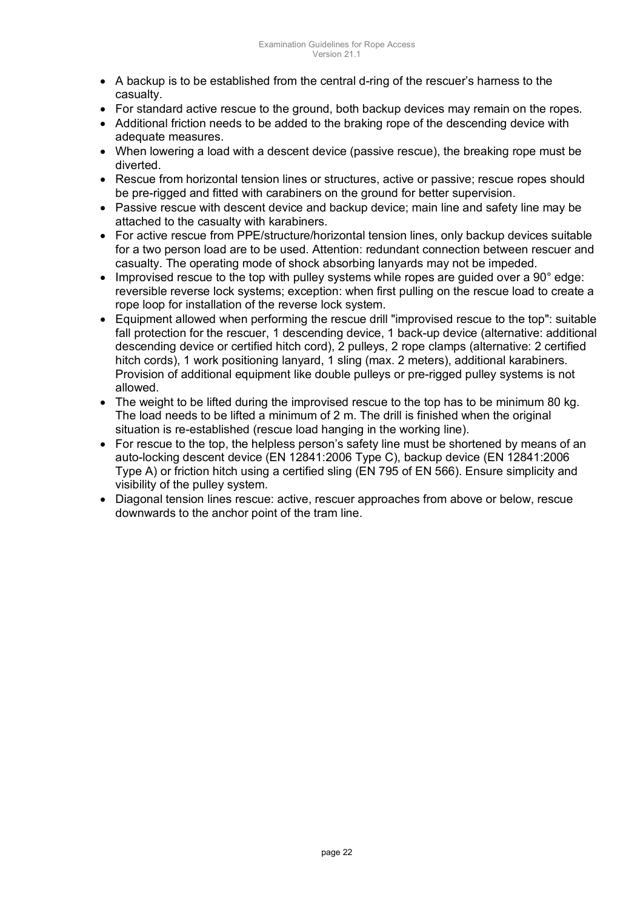- A backup is to be established from the central d-ring of the rescuer's harness to the casualty.
- For standard active rescue to the ground, both backup devices may remain on the ropes.
- Additional friction needs to be added to the braking rope of the descending device with adequate measures.
- When lowering a load with a descent device (passive rescue), the breaking rope must be diverted.
- Rescue from horizontal tension lines or structures, active or passive; rescue ropes should be pre-rigged and fitted with carabiners on the ground for better supervision.
- Passive rescue with descent device and backup device; main line and safety line may be attached to the casualty with karabiners.
- For active rescue from PPE/structure/horizontal tension lines, only backup devices suitable for a two person load are to be used. Attention: redundant connection between rescuer and casualty. The operating mode of shock absorbing lanyards may not be impeded.
- Improvised rescue to the top with pulley systems while ropes are guided over a 90° edge: reversible reverse lock systems; exception: when first pulling on the rescue load to create a rope loop for installation of the reverse lock system.
- Equipment allowed when performing the rescue drill "improvised rescue to the top": suitable fall protection for the rescuer, 1 descending device, 1 back-up device (alternative: additional descending device or certified hitch cord), 2 pulleys, 2 rope clamps (alternative: 2 certified hitch cords), 1 work positioning lanyard, 1 sling (max. 2 meters), additional karabiners. Provision of additional equipment like double pulleys or pre-rigged pulley systems is not allowed.
- The weight to be lifted during the improvised rescue to the top has to be minimum 80 kg. The load needs to be lifted a minimum of 2 m. The drill is finished when the original situation is re-established (rescue load hanging in the working line).
- For rescue to the top, the helpless person's safety line must be shortened by means of an auto-locking descent device (EN 12841:2006 Type C), backup device (EN 12841:2006 Type A) or friction hitch using a certified sling (EN 795 of EN 566). Ensure simplicity and visibility of the pulley system.
- Diagonal tension lines rescue: active, rescuer approaches from above or below, rescue downwards to the anchor point of the tram line.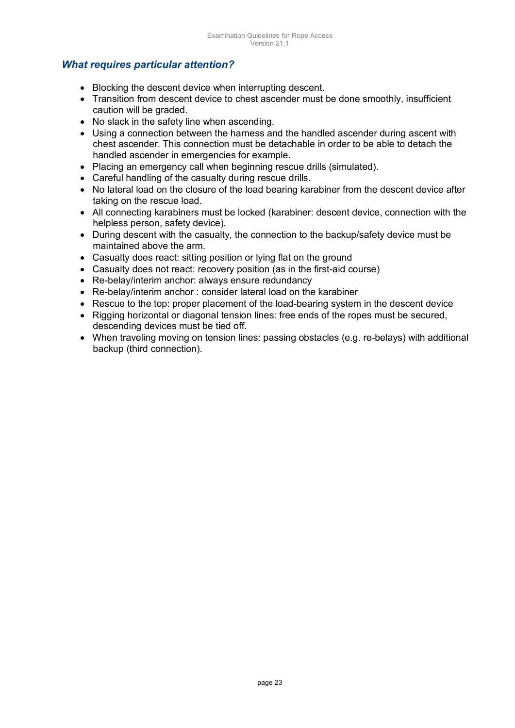### *What requires particular attention?*

- Blocking the descent device when interrupting descent.
- Transition from descent device to chest ascender must be done smoothly, insufficient caution will be graded.
- No slack in the safety line when ascending.
- Using a connection between the harness and the handled ascender during ascent with chest ascender. This connection must be detachable in order to be able to detach the handled ascender in emergencies for example.
- Placing an emergency call when beginning rescue drills (simulated).
- Careful handling of the casualty during rescue drills.
- No lateral load on the closure of the load bearing karabiner from the descent device after taking on the rescue load.
- All connecting karabiners must be locked (karabiner: descent device, connection with the helpless person, safety device).
- During descent with the casualty, the connection to the backup/safety device must be maintained above the arm.
- Casualty does react: sitting position or lying flat on the ground
- Casualty does not react: recovery position (as in the first-aid course)
- Re-belay/interim anchor: always ensure redundancy
- Re-belay/interim anchor : consider lateral load on the karabiner
- Rescue to the top: proper placement of the load-bearing system in the descent device
- Rigging horizontal or diagonal tension lines: free ends of the ropes must be secured, descending devices must be tied off.
- When traveling moving on tension lines: passing obstacles (e.g. re-belays) with additional backup (third connection).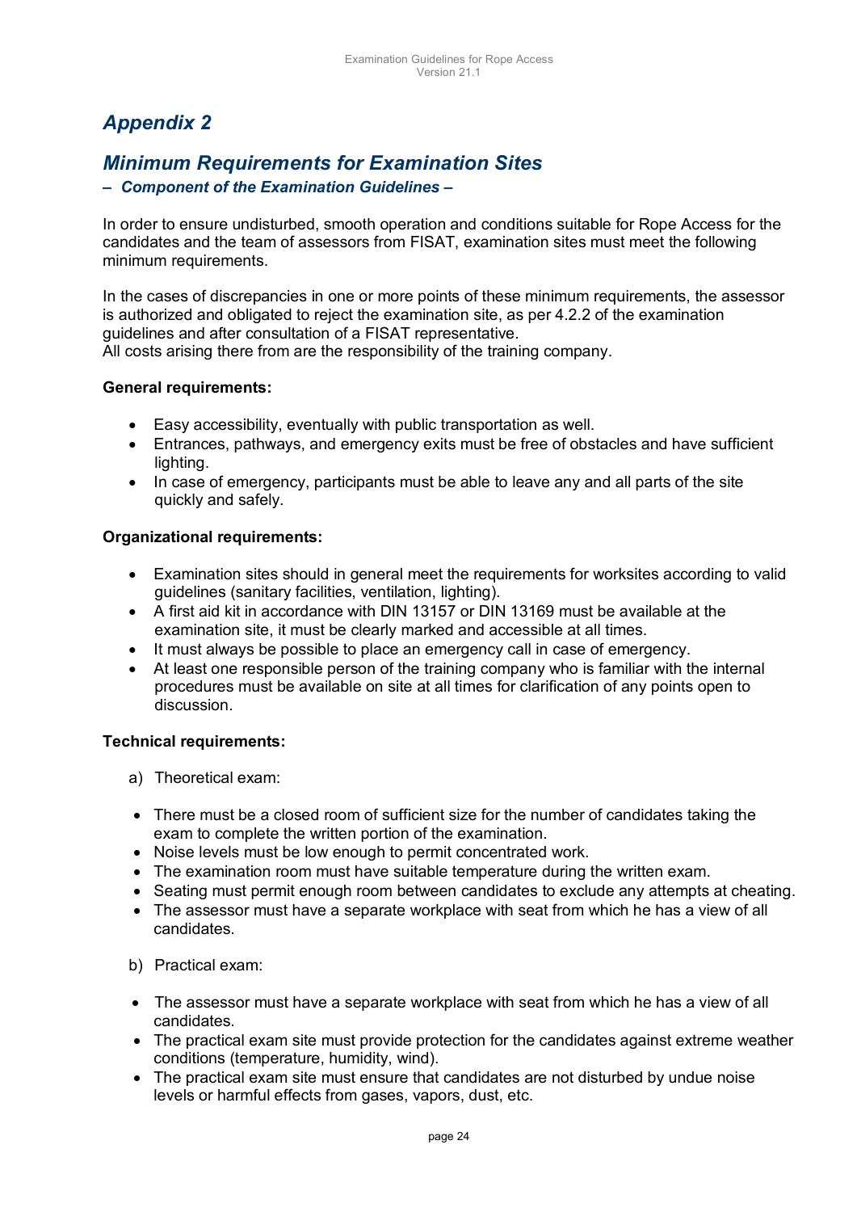# *Appendix 2*

## *Minimum Requirements for Examination Sites*

***– Component of the Examination Guidelines –***

In order to ensure undisturbed, smooth operation and conditions suitable for Rope Access for the candidates and the team of assessors from FISAT, examination sites must meet the following minimum requirements.

In the cases of discrepancies in one or more points of these minimum requirements, the assessor is authorized and obligated to reject the examination site, as per 4.2.2 of the examination guidelines and after consultation of a FISAT representative.
All costs arising there from are the responsibility of the training company.

**General requirements:**

- Easy accessibility, eventually with public transportation as well.
- Entrances, pathways, and emergency exits must be free of obstacles and have sufficient lighting.
- In case of emergency, participants must be able to leave any and all parts of the site quickly and safely.

**Organizational requirements:**

- Examination sites should in general meet the requirements for worksites according to valid guidelines (sanitary facilities, ventilation, lighting).
- A first aid kit in accordance with DIN 13157 or DIN 13169 must be available at the examination site, it must be clearly marked and accessible at all times.
- It must always be possible to place an emergency call in case of emergency.
- At least one responsible person of the training company who is familiar with the internal procedures must be available on site at all times for clarification of any points open to discussion.

**Technical requirements:**

a) Theoretical exam:

- There must be a closed room of sufficient size for the number of candidates taking the exam to complete the written portion of the examination.
- Noise levels must be low enough to permit concentrated work.
- The examination room must have suitable temperature during the written exam.
- Seating must permit enough room between candidates to exclude any attempts at cheating.
- The assessor must have a separate workplace with seat from which he has a view of all candidates.

b) Practical exam:

- The assessor must have a separate workplace with seat from which he has a view of all candidates.
- The practical exam site must provide protection for the candidates against extreme weather conditions (temperature, humidity, wind).
- The practical exam site must ensure that candidates are not disturbed by undue noise levels or harmful effects from gases, vapors, dust, etc.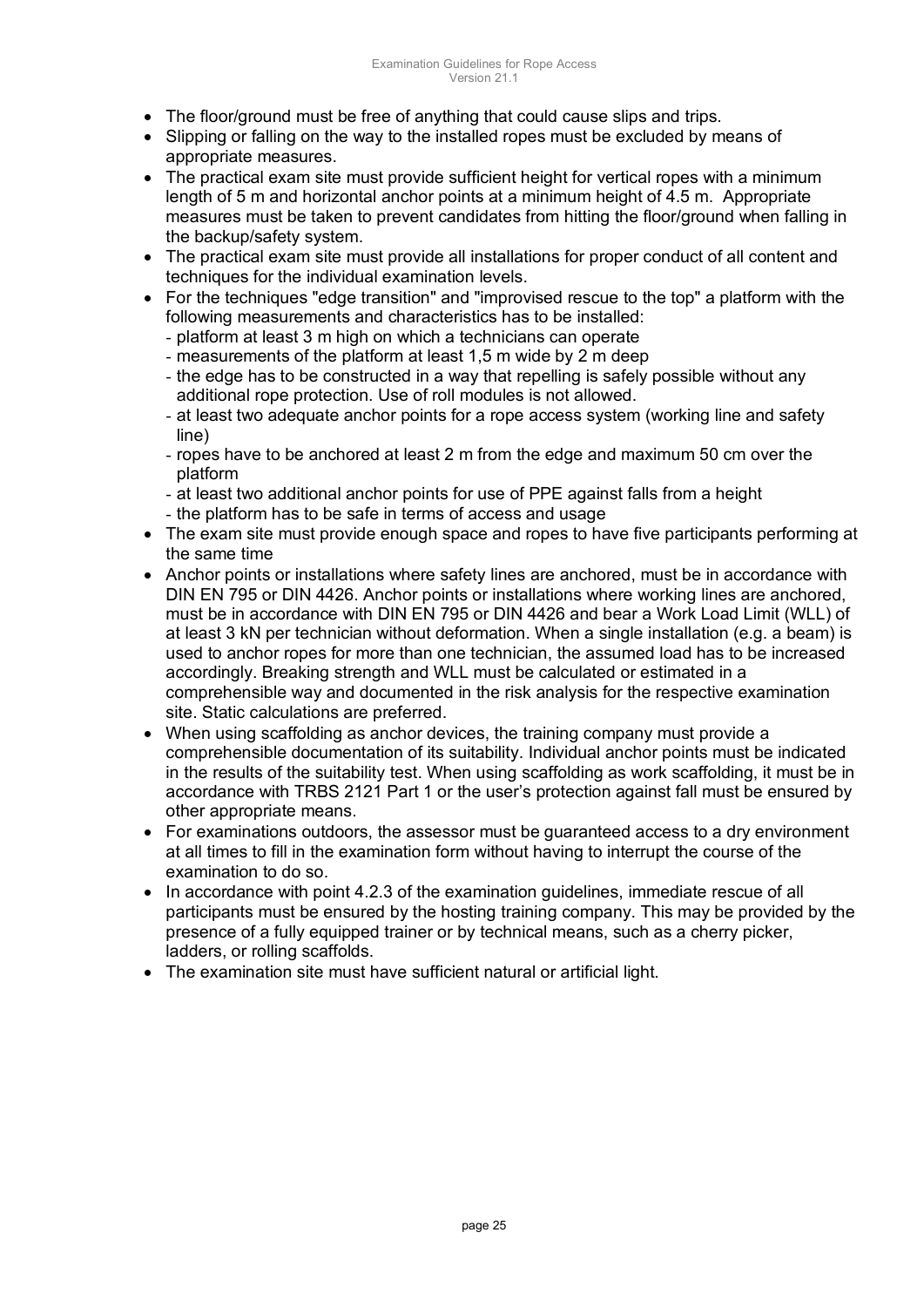- The floor/ground must be free of anything that could cause slips and trips.
- Slipping or falling on the way to the installed ropes must be excluded by means of appropriate measures.
- The practical exam site must provide sufficient height for vertical ropes with a minimum length of 5 m and horizontal anchor points at a minimum height of 4.5 m. Appropriate measures must be taken to prevent candidates from hitting the floor/ground when falling in the backup/safety system.
- The practical exam site must provide all installations for proper conduct of all content and techniques for the individual examination levels.
- For the techniques "edge transition" and "improvised rescue to the top" a platform with the following measurements and characteristics has to be installed:
  - platform at least 3 m high on which a technicians can operate
  - measurements of the platform at least 1,5 m wide by 2 m deep
  - the edge has to be constructed in a way that repelling is safely possible without any additional rope protection. Use of roll modules is not allowed.
  - at least two adequate anchor points for a rope access system (working line and safety line)
  - ropes have to be anchored at least 2 m from the edge and maximum 50 cm over the platform
  - at least two additional anchor points for use of PPE against falls from a height
  - the platform has to be safe in terms of access and usage
- The exam site must provide enough space and ropes to have five participants performing at the same time
- Anchor points or installations where safety lines are anchored, must be in accordance with DIN EN 795 or DIN 4426. Anchor points or installations where working lines are anchored, must be in accordance with DIN EN 795 or DIN 4426 and bear a Work Load Limit (WLL) of at least 3 kN per technician without deformation. When a single installation (e.g. a beam) is used to anchor ropes for more than one technician, the assumed load has to be increased accordingly. Breaking strength and WLL must be calculated or estimated in a comprehensible way and documented in the risk analysis for the respective examination site. Static calculations are preferred.
- When using scaffolding as anchor devices, the training company must provide a comprehensible documentation of its suitability. Individual anchor points must be indicated in the results of the suitability test. When using scaffolding as work scaffolding, it must be in accordance with TRBS 2121 Part 1 or the user's protection against fall must be ensured by other appropriate means.
- For examinations outdoors, the assessor must be guaranteed access to a dry environment at all times to fill in the examination form without having to interrupt the course of the examination to do so.
- In accordance with point 4.2.3 of the examination guidelines, immediate rescue of all participants must be ensured by the hosting training company. This may be provided by the presence of a fully equipped trainer or by technical means, such as a cherry picker, ladders, or rolling scaffolds.
- The examination site must have sufficient natural or artificial light.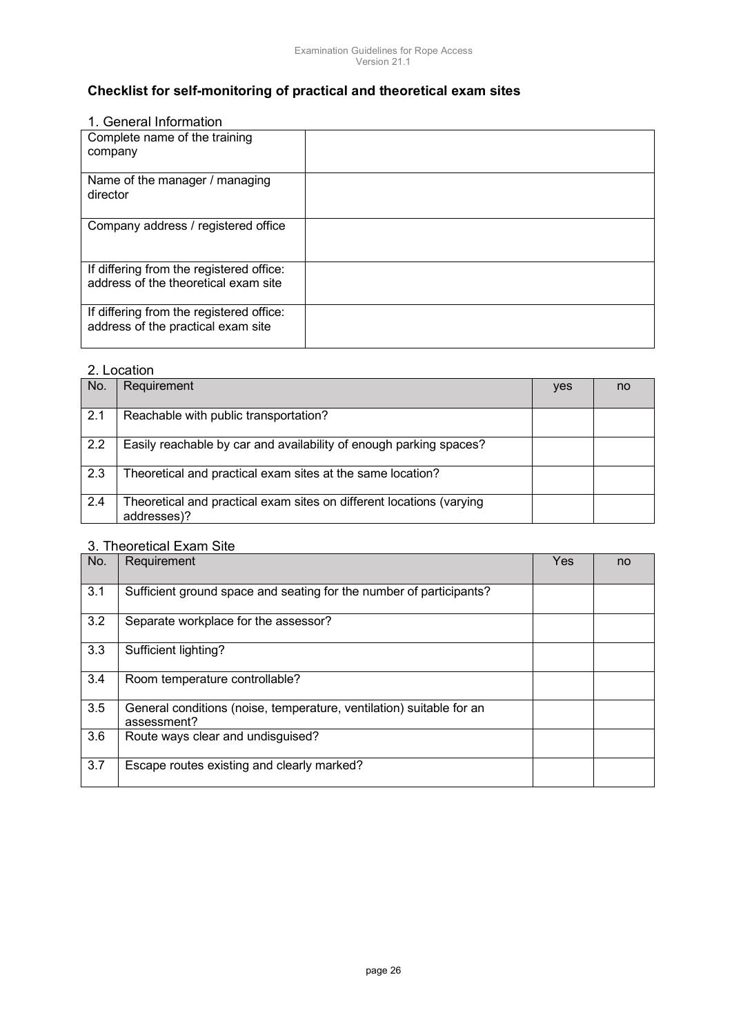## Checklist for self-monitoring of practical and theoretical exam sites

### 1. General Information

| | |
|---|---|
| Complete name of the training company | |
| Name of the manager / managing director | |
| Company address / registered office | |
| If differing from the registered office: address of the theoretical exam site | |
| If differing from the registered office: address of the practical exam site | |

### 2. Location

| No. | Requirement | yes | no |
|---|---|---|---|
| 2.1 | Reachable with public transportation? | | |
| 2.2 | Easily reachable by car and availability of enough parking spaces? | | |
| 2.3 | Theoretical and practical exam sites at the same location? | | |
| 2.4 | Theoretical and practical exam sites on different locations (varying addresses)? | | |

### 3. Theoretical Exam Site

| No. | Requirement | Yes | no |
|---|---|---|---|
| 3.1 | Sufficient ground space and seating for the number of participants? | | |
| 3.2 | Separate workplace for the assessor? | | |
| 3.3 | Sufficient lighting? | | |
| 3.4 | Room temperature controllable? | | |
| 3.5 | General conditions (noise, temperature, ventilation) suitable for an assessment? | | |
| 3.6 | Route ways clear and undisguised? | | |
| 3.7 | Escape routes existing and clearly marked? | | |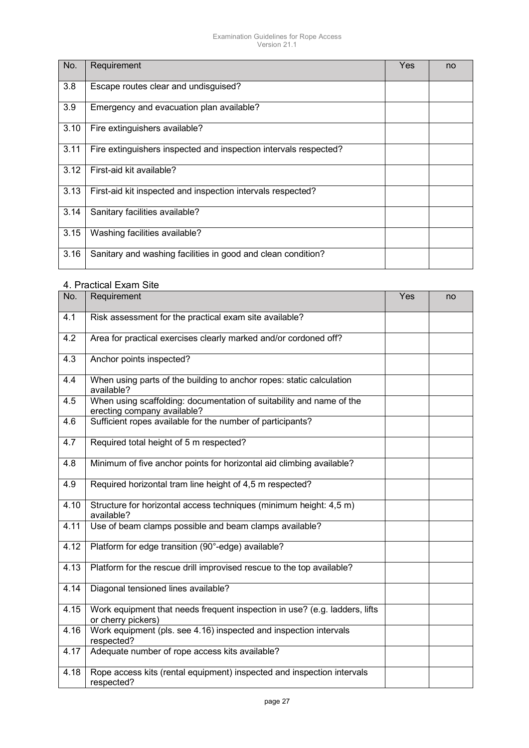| No. | Requirement | Yes | no |
| --- | --- | --- | --- |
| 3.8 | Escape routes clear and undisguised? | | |
| 3.9 | Emergency and evacuation plan available? | | |
| 3.10 | Fire extinguishers available? | | |
| 3.11 | Fire extinguishers inspected and inspection intervals respected? | | |
| 3.12 | First-aid kit available? | | |
| 3.13 | First-aid kit inspected and inspection intervals respected? | | |
| 3.14 | Sanitary facilities available? | | |
| 3.15 | Washing facilities available? | | |
| 3.16 | Sanitary and washing facilities in good and clean condition? | | |

## 4. Practical Exam Site

| No. | Requirement | Yes | no |
| --- | --- | --- | --- |
| 4.1 | Risk assessment for the practical exam site available? | | |
| 4.2 | Area for practical exercises clearly marked and/or cordoned off? | | |
| 4.3 | Anchor points inspected? | | |
| 4.4 | When using parts of the building to anchor ropes: static calculation available? | | |
| 4.5 | When using scaffolding: documentation of suitability and name of the erecting company available? | | |
| 4.6 | Sufficient ropes available for the number of participants? | | |
| 4.7 | Required total height of 5 m respected? | | |
| 4.8 | Minimum of five anchor points for horizontal aid climbing available? | | |
| 4.9 | Required horizontal tram line height of 4,5 m respected? | | |
| 4.10 | Structure for horizontal access techniques (minimum height: 4,5 m) available? | | |
| 4.11 | Use of beam clamps possible and beam clamps available? | | |
| 4.12 | Platform for edge transition (90°-edge) available? | | |
| 4.13 | Platform for the rescue drill improvised rescue to the top available? | | |
| 4.14 | Diagonal tensioned lines available? | | |
| 4.15 | Work equipment that needs frequent inspection in use? (e.g. ladders, lifts or cherry pickers) | | |
| 4.16 | Work equipment (pls. see 4.16) inspected and inspection intervals respected? | | |
| 4.17 | Adequate number of rope access kits available? | | |
| 4.18 | Rope access kits (rental equipment) inspected and inspection intervals respected? | | |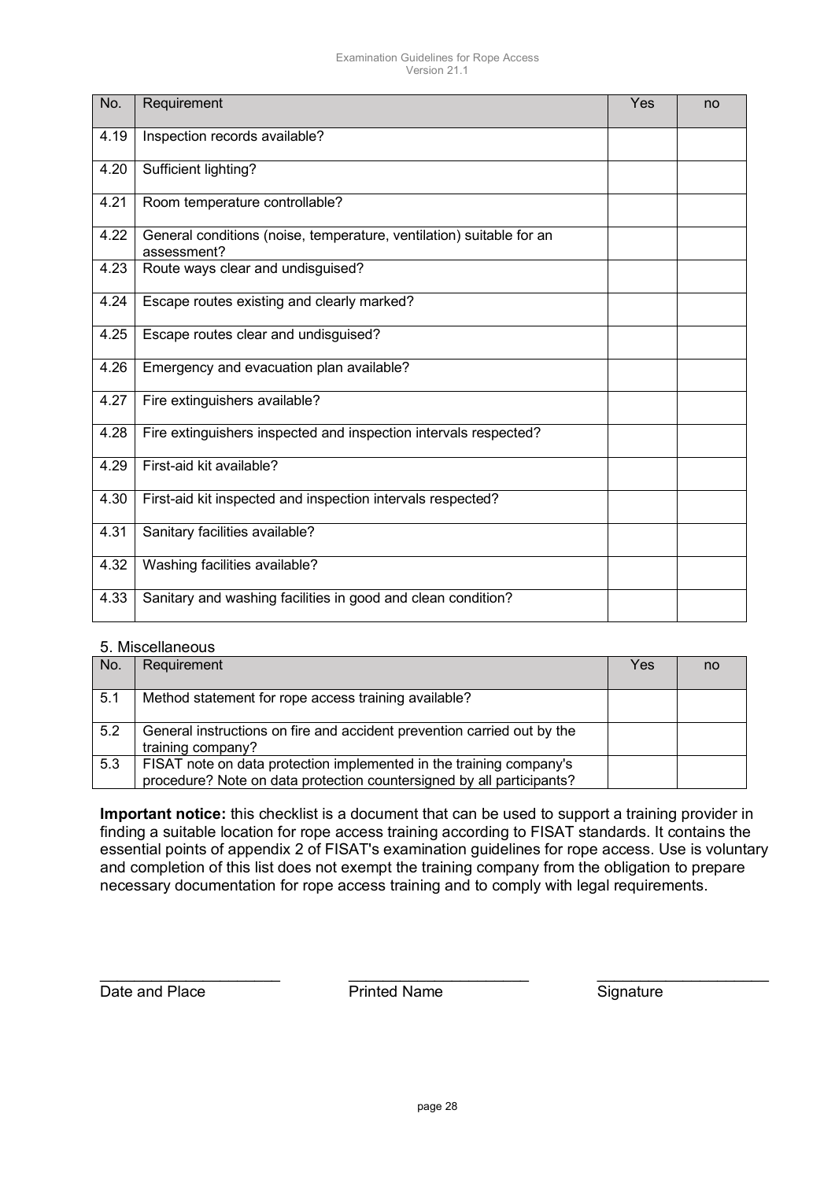| No. | Requirement | Yes | no |
|---|---|---|---|
| 4.19 | Inspection records available? | | |
| 4.20 | Sufficient lighting? | | |
| 4.21 | Room temperature controllable? | | |
| 4.22 | General conditions (noise, temperature, ventilation) suitable for an assessment? | | |
| 4.23 | Route ways clear and undisguised? | | |
| 4.24 | Escape routes existing and clearly marked? | | |
| 4.25 | Escape routes clear and undisguised? | | |
| 4.26 | Emergency and evacuation plan available? | | |
| 4.27 | Fire extinguishers available? | | |
| 4.28 | Fire extinguishers inspected and inspection intervals respected? | | |
| 4.29 | First-aid kit available? | | |
| 4.30 | First-aid kit inspected and inspection intervals respected? | | |
| 4.31 | Sanitary facilities available? | | |
| 4.32 | Washing facilities available? | | |
| 4.33 | Sanitary and washing facilities in good and clean condition? | | |

5. Miscellaneous

| No. | Requirement | Yes | no |
|---|---|---|---|
| 5.1 | Method statement for rope access training available? | | |
| 5.2 | General instructions on fire and accident prevention carried out by the training company? | | |
| 5.3 | FISAT note on data protection implemented in the training company's procedure? Note on data protection countersigned by all participants? | | |

**Important notice:** this checklist is a document that can be used to support a training provider in finding a suitable location for rope access training according to FISAT standards. It contains the essential points of appendix 2 of FISAT's examination guidelines for rope access. Use is voluntary and completion of this list does not exempt the training company from the obligation to prepare necessary documentation for rope access training and to comply with legal requirements.

\_\_\_\_\_\_\_\_\_\_\_\_\_\_\_\_\_\_\_\_\_ Date and Place

\_\_\_\_\_\_\_\_\_\_\_\_\_\_\_\_\_\_\_\_\_ Printed Name

\_\_\_\_\_\_\_\_\_\_\_\_\_\_\_\_\_\_\_\_\_ Signature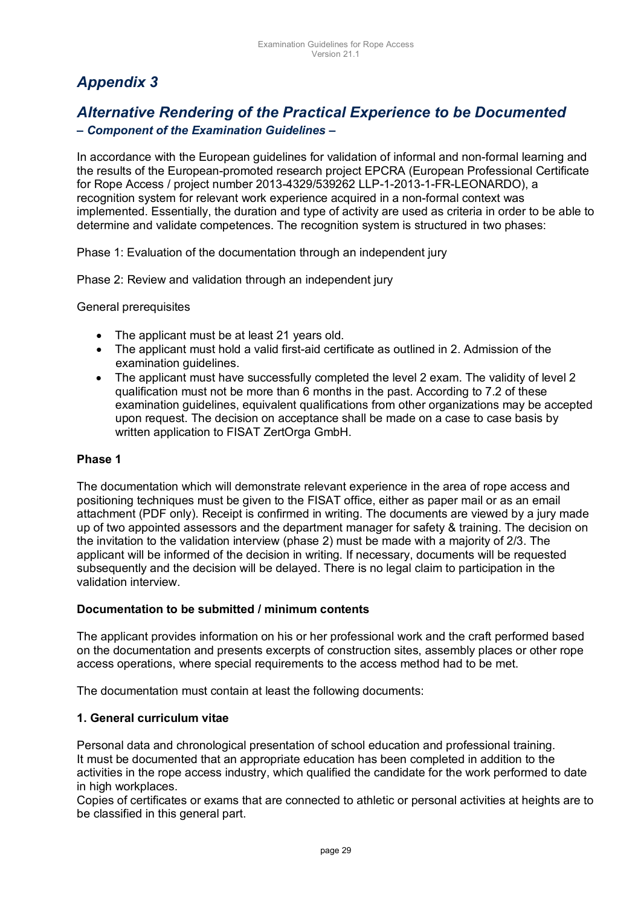# *Appendix 3*

## *Alternative Rendering of the Practical Experience to be Documented*

***– Component of the Examination Guidelines –***

In accordance with the European guidelines for validation of informal and non-formal learning and the results of the European-promoted research project EPCRA (European Professional Certificate for Rope Access / project number 2013-4329/539262 LLP-1-2013-1-FR-LEONARDO), a recognition system for relevant work experience acquired in a non-formal context was implemented. Essentially, the duration and type of activity are used as criteria in order to be able to determine and validate competences. The recognition system is structured in two phases:

Phase 1: Evaluation of the documentation through an independent jury

Phase 2: Review and validation through an independent jury

General prerequisites

- The applicant must be at least 21 years old.
- The applicant must hold a valid first-aid certificate as outlined in 2. Admission of the examination guidelines.
- The applicant must have successfully completed the level 2 exam. The validity of level 2 qualification must not be more than 6 months in the past. According to 7.2 of these examination guidelines, equivalent qualifications from other organizations may be accepted upon request. The decision on acceptance shall be made on a case to case basis by written application to FISAT ZertOrga GmbH.

**Phase 1**

The documentation which will demonstrate relevant experience in the area of rope access and positioning techniques must be given to the FISAT office, either as paper mail or as an email attachment (PDF only). Receipt is confirmed in writing. The documents are viewed by a jury made up of two appointed assessors and the department manager for safety & training. The decision on the invitation to the validation interview (phase 2) must be made with a majority of 2/3. The applicant will be informed of the decision in writing. If necessary, documents will be requested subsequently and the decision will be delayed. There is no legal claim to participation in the validation interview.

**Documentation to be submitted / minimum contents**

The applicant provides information on his or her professional work and the craft performed based on the documentation and presents excerpts of construction sites, assembly places or other rope access operations, where special requirements to the access method had to be met.

The documentation must contain at least the following documents:

**1. General curriculum vitae**

Personal data and chronological presentation of school education and professional training.
It must be documented that an appropriate education has been completed in addition to the activities in the rope access industry, which qualified the candidate for the work performed to date in high workplaces.
Copies of certificates or exams that are connected to athletic or personal activities at heights are to be classified in this general part.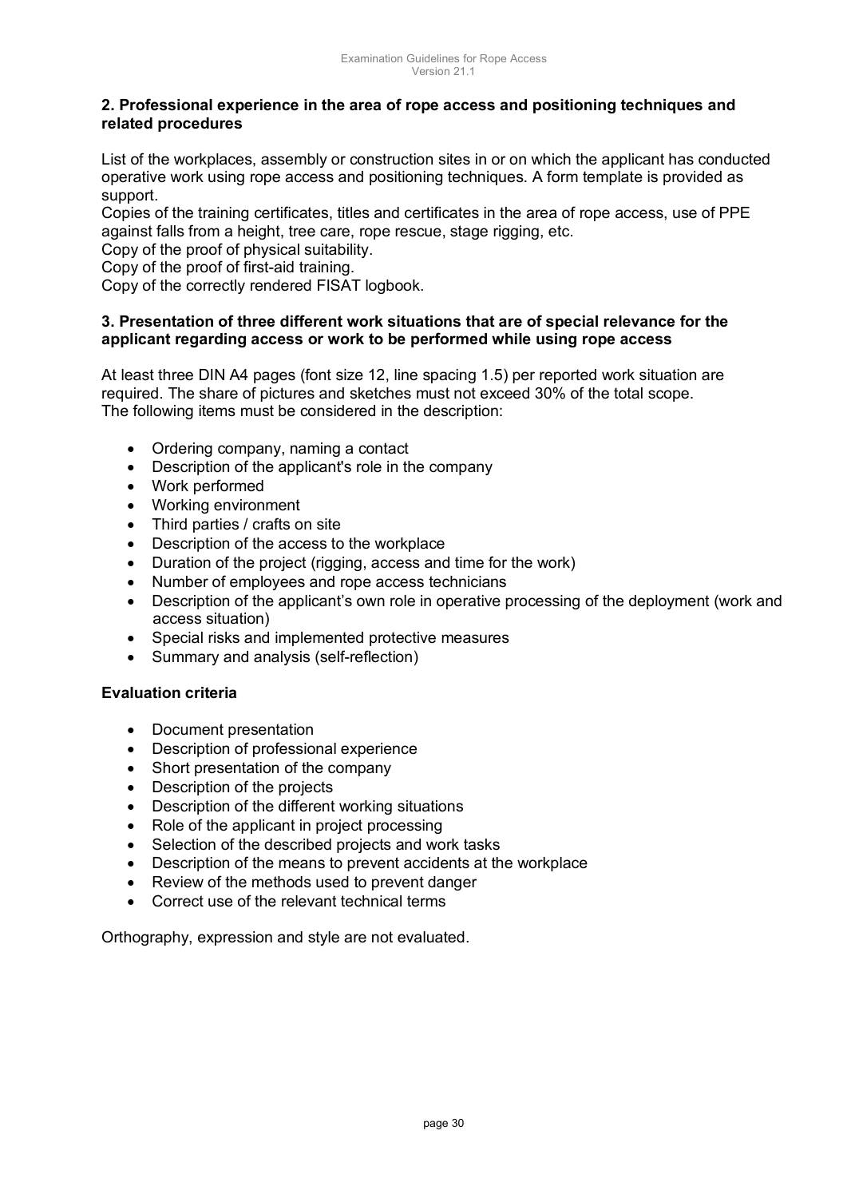### 2. Professional experience in the area of rope access and positioning techniques and related procedures

List of the workplaces, assembly or construction sites in or on which the applicant has conducted operative work using rope access and positioning techniques. A form template is provided as support.
Copies of the training certificates, titles and certificates in the area of rope access, use of PPE against falls from a height, tree care, rope rescue, stage rigging, etc.
Copy of the proof of physical suitability.
Copy of the proof of first-aid training.
Copy of the correctly rendered FISAT logbook.

### 3. Presentation of three different work situations that are of special relevance for the applicant regarding access or work to be performed while using rope access

At least three DIN A4 pages (font size 12, line spacing 1.5) per reported work situation are required. The share of pictures and sketches must not exceed 30% of the total scope.
The following items must be considered in the description:

- Ordering company, naming a contact
- Description of the applicant's role in the company
- Work performed
- Working environment
- Third parties / crafts on site
- Description of the access to the workplace
- Duration of the project (rigging, access and time for the work)
- Number of employees and rope access technicians
- Description of the applicant's own role in operative processing of the deployment (work and access situation)
- Special risks and implemented protective measures
- Summary and analysis (self-reflection)

### Evaluation criteria

- Document presentation
- Description of professional experience
- Short presentation of the company
- Description of the projects
- Description of the different working situations
- Role of the applicant in project processing
- Selection of the described projects and work tasks
- Description of the means to prevent accidents at the workplace
- Review of the methods used to prevent danger
- Correct use of the relevant technical terms

Orthography, expression and style are not evaluated.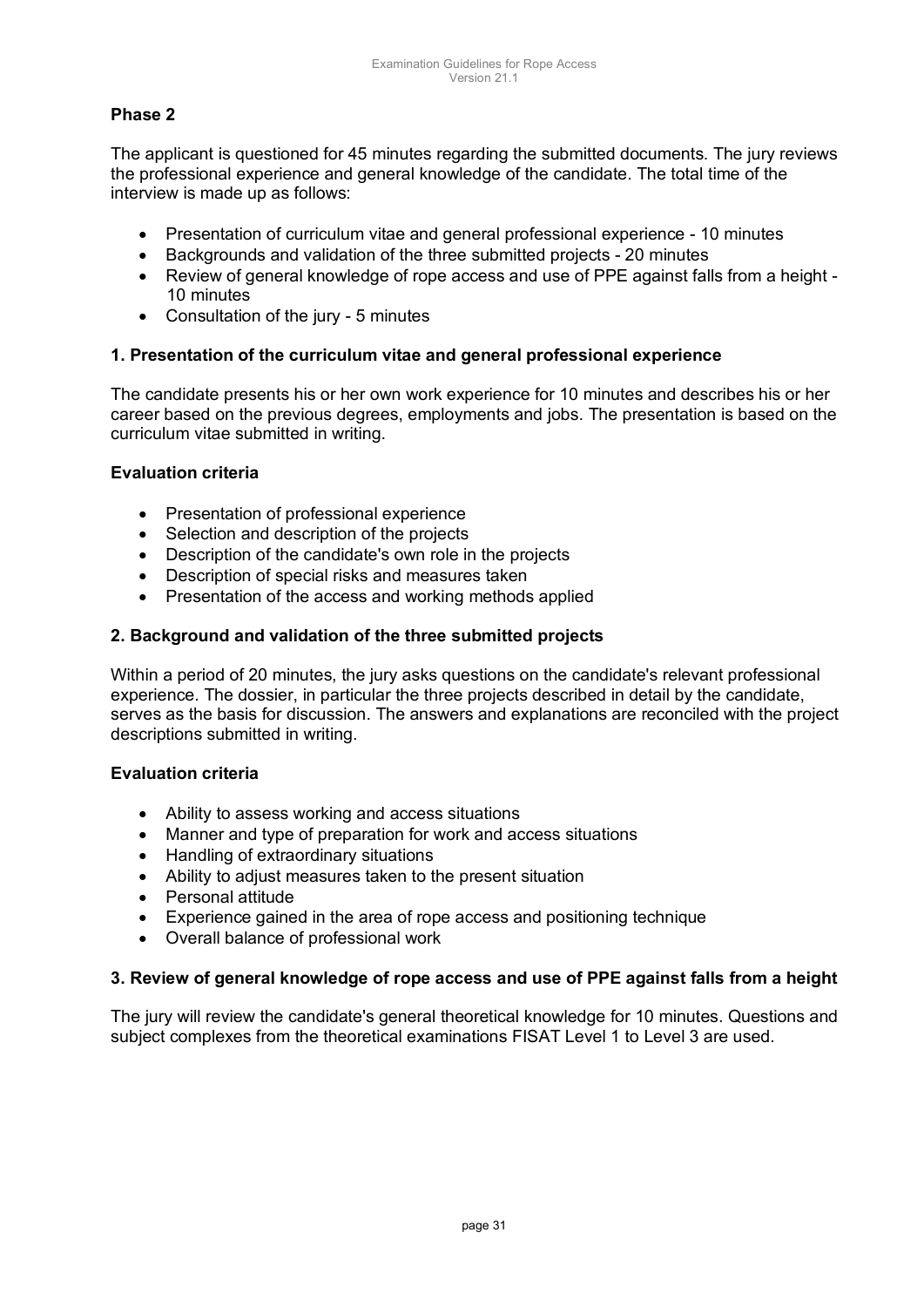## Phase 2

The applicant is questioned for 45 minutes regarding the submitted documents. The jury reviews the professional experience and general knowledge of the candidate. The total time of the interview is made up as follows:

- Presentation of curriculum vitae and general professional experience - 10 minutes
- Backgrounds and validation of the three submitted projects - 20 minutes
- Review of general knowledge of rope access and use of PPE against falls from a height - 10 minutes
- Consultation of the jury - 5 minutes

### 1. Presentation of the curriculum vitae and general professional experience

The candidate presents his or her own work experience for 10 minutes and describes his or her career based on the previous degrees, employments and jobs. The presentation is based on the curriculum vitae submitted in writing.

**Evaluation criteria**

- Presentation of professional experience
- Selection and description of the projects
- Description of the candidate's own role in the projects
- Description of special risks and measures taken
- Presentation of the access and working methods applied

### 2. Background and validation of the three submitted projects

Within a period of 20 minutes, the jury asks questions on the candidate's relevant professional experience. The dossier, in particular the three projects described in detail by the candidate, serves as the basis for discussion. The answers and explanations are reconciled with the project descriptions submitted in writing.

**Evaluation criteria**

- Ability to assess working and access situations
- Manner and type of preparation for work and access situations
- Handling of extraordinary situations
- Ability to adjust measures taken to the present situation
- Personal attitude
- Experience gained in the area of rope access and positioning technique
- Overall balance of professional work

### 3. Review of general knowledge of rope access and use of PPE against falls from a height

The jury will review the candidate's general theoretical knowledge for 10 minutes. Questions and subject complexes from the theoretical examinations FISAT Level 1 to Level 3 are used.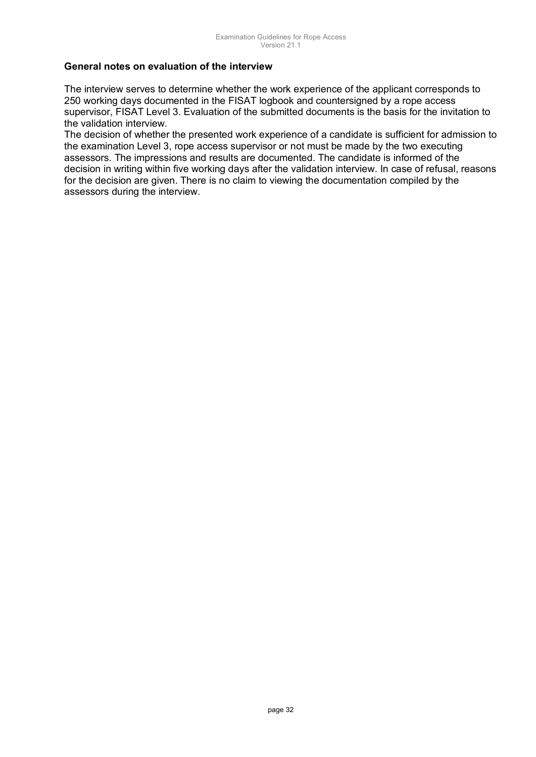**General notes on evaluation of the interview**

The interview serves to determine whether the work experience of the applicant corresponds to 250 working days documented in the FISAT logbook and countersigned by a rope access supervisor, FISAT Level 3. Evaluation of the submitted documents is the basis for the invitation to the validation interview.
The decision of whether the presented work experience of a candidate is sufficient for admission to the examination Level 3, rope access supervisor or not must be made by the two executing assessors. The impressions and results are documented. The candidate is informed of the decision in writing within five working days after the validation interview. In case of refusal, reasons for the decision are given. There is no claim to viewing the documentation compiled by the assessors during the interview.